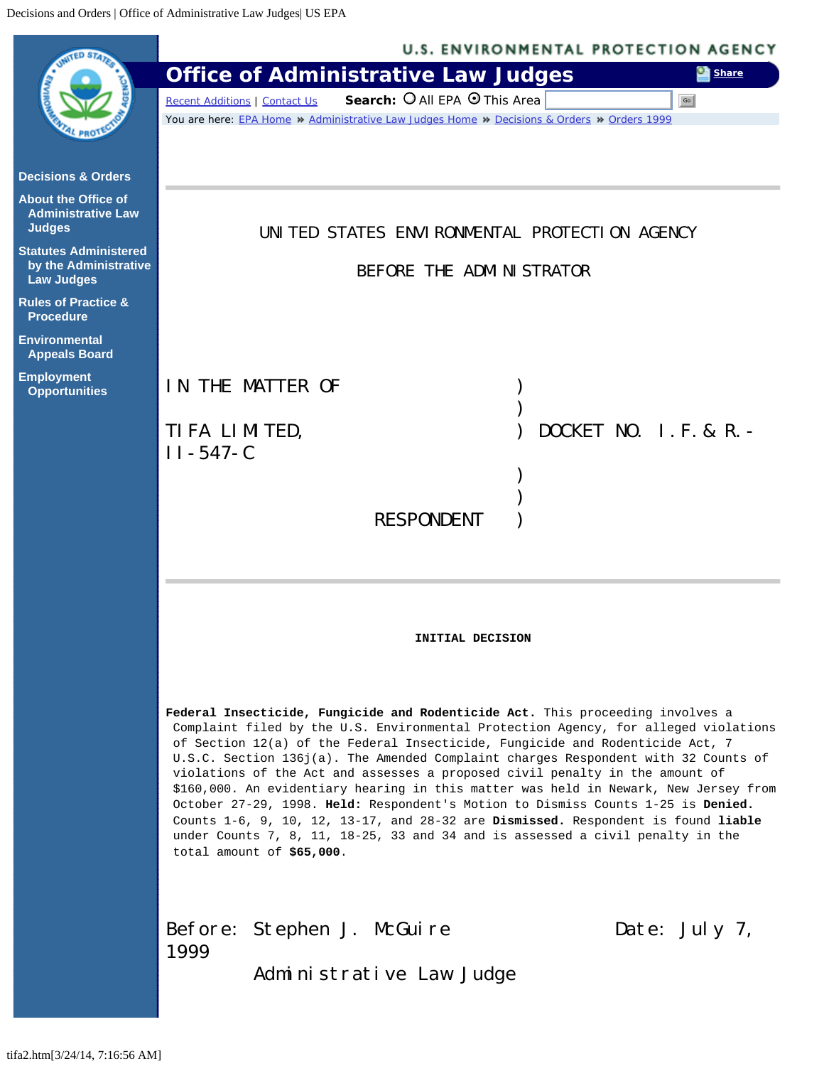UNITED STATES ENVIRONMENTAL PROTECTION AGENCY

BEFORE THE ADMINISTRATOR

IN THE MATTER OF )
)
TIFA LIMITED, ) DOCKET NO. I.F.& R.-II-547-C
)
)
RESPONDENT )

**INITIAL DECISION**

**Federal Insecticide, Fungicide and Rodenticide Act.** This proceeding involves a Complaint filed by the U.S. Environmental Protection Agency, for alleged violations of Section 12(a) of the Federal Insecticide, Fungicide and Rodenticide Act, 7 U.S.C. Section 136j(a). The Amended Complaint charges Respondent with 32 Counts of violations of the Act and assesses a proposed civil penalty in the amount of $160,000. An evidentiary hearing in this matter was held in Newark, New Jersey from October 27-29, 1998. **Held:** Respondent's Motion to Dismiss Counts 1-25 is **Denied.** Counts 1-6, 9, 10, 12, 13-17, and 28-32 are **Dismissed.** Respondent is found **liable** under Counts 7, 8, 11, 18-25, 33 and 34 and is assessed a civil penalty in the total amount of **$65,000**.

Before: Stephen J. McGuire Date: July 7, 1999

Administrative Law Judge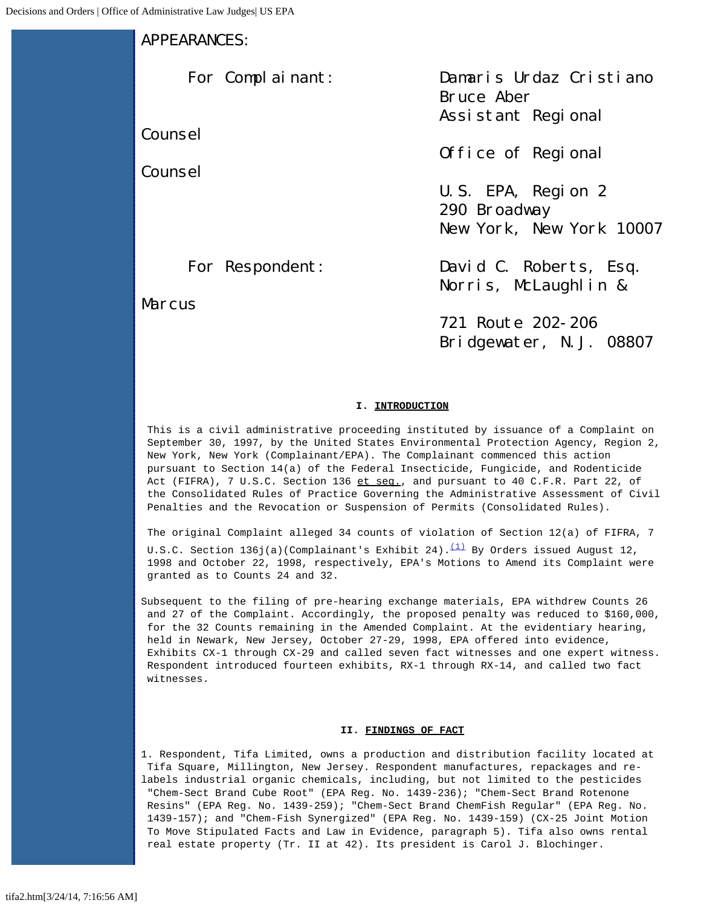APPEARANCES:

For Complainant: Damaris Urdaz Cristiano
Bruce Aber
Assistant Regional Counsel
Office of Regional Counsel
U.S. EPA, Region 2
290 Broadway
New York, New York 10007

For Respondent: David C. Roberts, Esq.
Norris, McLaughlin & Marcus
721 Route 202-206
Bridgewater, N.J. 08807

## I. INTRODUCTION

This is a civil administrative proceeding instituted by issuance of a Complaint on September 30, 1997, by the United States Environmental Protection Agency, Region 2, New York, New York (Complainant/EPA). The Complainant commenced this action pursuant to Section 14(a) of the Federal Insecticide, Fungicide, and Rodenticide Act (FIFRA), 7 U.S.C. Section 136 et seq., and pursuant to 40 C.F.R. Part 22, of the Consolidated Rules of Practice Governing the Administrative Assessment of Civil Penalties and the Revocation or Suspension of Permits (Consolidated Rules).

The original Complaint alleged 34 counts of violation of Section 12(a) of FIFRA, 7 U.S.C. Section 136j(a)(Complainant's Exhibit 24).[(1)] By Orders issued August 12, 1998 and October 22, 1998, respectively, EPA's Motions to Amend its Complaint were granted as to Counts 24 and 32.

Subsequent to the filing of pre-hearing exchange materials, EPA withdrew Counts 26 and 27 of the Complaint. Accordingly, the proposed penalty was reduced to $160,000, for the 32 Counts remaining in the Amended Complaint. At the evidentiary hearing, held in Newark, New Jersey, October 27-29, 1998, EPA offered into evidence, Exhibits CX-1 through CX-29 and called seven fact witnesses and one expert witness. Respondent introduced fourteen exhibits, RX-1 through RX-14, and called two fact witnesses.

## II. FINDINGS OF FACT

1. Respondent, Tifa Limited, owns a production and distribution facility located at Tifa Square, Millington, New Jersey. Respondent manufactures, repackages and re-labels industrial organic chemicals, including, but not limited to the pesticides "Chem-Sect Brand Cube Root" (EPA Reg. No. 1439-236); "Chem-Sect Brand Rotenone Resins" (EPA Reg. No. 1439-259); "Chem-Sect Brand ChemFish Regular" (EPA Reg. No. 1439-157); and "Chem-Fish Synergized" (EPA Reg. No. 1439-159) (CX-25 Joint Motion To Move Stipulated Facts and Law in Evidence, paragraph 5). Tifa also owns rental real estate property (Tr. II at 42). Its president is Carol J. Blochinger.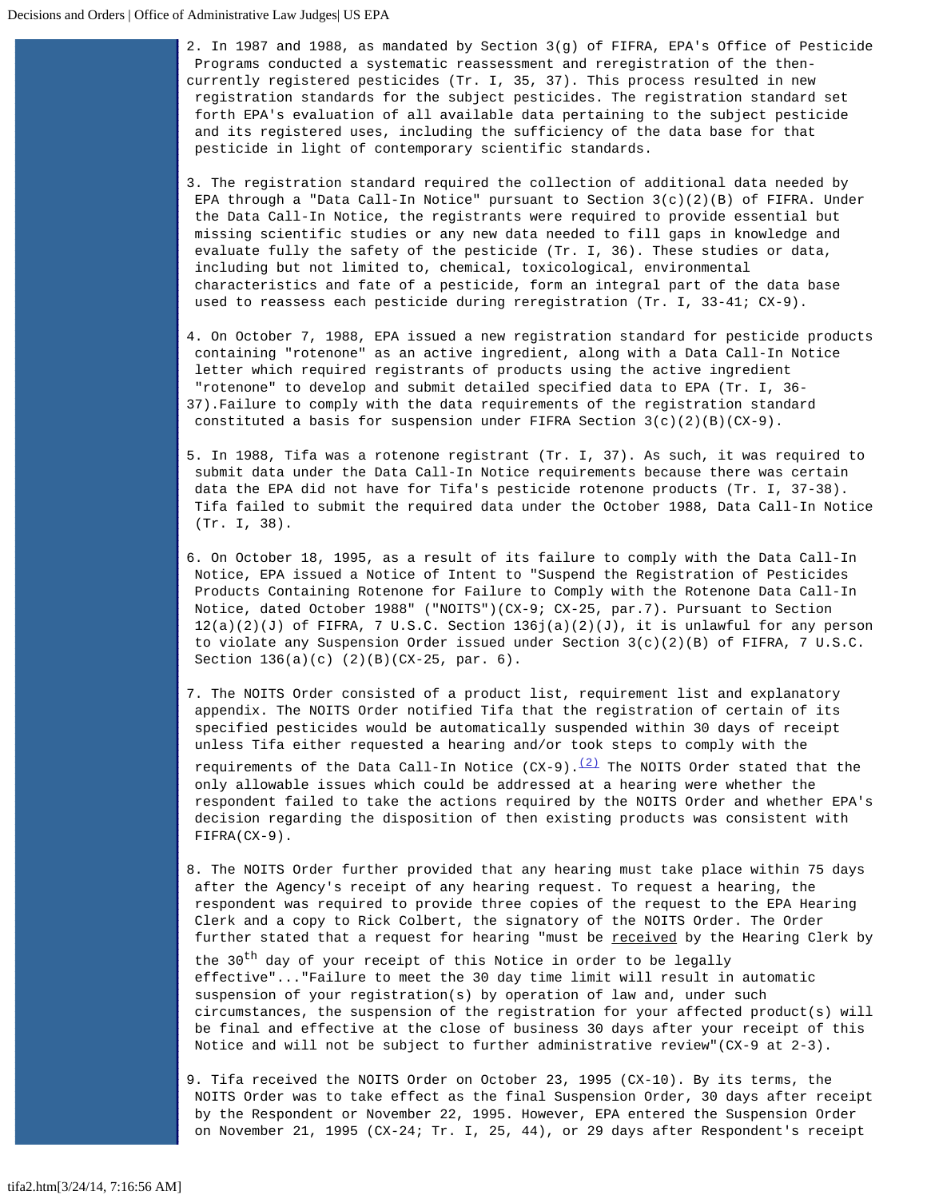2. In 1987 and 1988, as mandated by Section 3(g) of FIFRA, EPA's Office of Pesticide Programs conducted a systematic reassessment and reregistration of the then-currently registered pesticides (Tr. I, 35, 37). This process resulted in new registration standards for the subject pesticides. The registration standard set forth EPA's evaluation of all available data pertaining to the subject pesticide and its registered uses, including the sufficiency of the data base for that pesticide in light of contemporary scientific standards.

3. The registration standard required the collection of additional data needed by EPA through a "Data Call-In Notice" pursuant to Section 3(c)(2)(B) of FIFRA. Under the Data Call-In Notice, the registrants were required to provide essential but missing scientific studies or any new data needed to fill gaps in knowledge and evaluate fully the safety of the pesticide (Tr. I, 36). These studies or data, including but not limited to, chemical, toxicological, environmental characteristics and fate of a pesticide, form an integral part of the data base used to reassess each pesticide during reregistration (Tr. I, 33-41; CX-9).

4. On October 7, 1988, EPA issued a new registration standard for pesticide products containing "rotenone" as an active ingredient, along with a Data Call-In Notice letter which required registrants of products using the active ingredient "rotenone" to develop and submit detailed specified data to EPA (Tr. I, 36-37).Failure to comply with the data requirements of the registration standard constituted a basis for suspension under FIFRA Section 3(c)(2)(B)(CX-9).

5. In 1988, Tifa was a rotenone registrant (Tr. I, 37). As such, it was required to submit data under the Data Call-In Notice requirements because there was certain data the EPA did not have for Tifa's pesticide rotenone products (Tr. I, 37-38). Tifa failed to submit the required data under the October 1988, Data Call-In Notice (Tr. I, 38).

6. On October 18, 1995, as a result of its failure to comply with the Data Call-In Notice, EPA issued a Notice of Intent to "Suspend the Registration of Pesticides Products Containing Rotenone for Failure to Comply with the Rotenone Data Call-In Notice, dated October 1988" ("NOITS")(CX-9; CX-25, par.7). Pursuant to Section 12(a)(2)(J) of FIFRA, 7 U.S.C. Section 136j(a)(2)(J), it is unlawful for any person to violate any Suspension Order issued under Section 3(c)(2)(B) of FIFRA, 7 U.S.C. Section 136(a)(c) (2)(B)(CX-25, par. 6).

7. The NOITS Order consisted of a product list, requirement list and explanatory appendix. The NOITS Order notified Tifa that the registration of certain of its specified pesticides would be automatically suspended within 30 days of receipt unless Tifa either requested a hearing and/or took steps to comply with the requirements of the Data Call-In Notice (CX-9).[(2)] The NOITS Order stated that the only allowable issues which could be addressed at a hearing were whether the respondent failed to take the actions required by the NOITS Order and whether EPA's decision regarding the disposition of then existing products was consistent with FIFRA(CX-9).

8. The NOITS Order further provided that any hearing must take place within 75 days after the Agency's receipt of any hearing request. To request a hearing, the respondent was required to provide three copies of the request to the EPA Hearing Clerk and a copy to Rick Colbert, the signatory of the NOITS Order. The Order further stated that a request for hearing "must be received by the Hearing Clerk by the 30th day of your receipt of this Notice in order to be legally effective"..."Failure to meet the 30 day time limit will result in automatic suspension of your registration(s) by operation of law and, under such circumstances, the suspension of the registration for your affected product(s) will be final and effective at the close of business 30 days after your receipt of this Notice and will not be subject to further administrative review"(CX-9 at 2-3).

9. Tifa received the NOITS Order on October 23, 1995 (CX-10). By its terms, the NOITS Order was to take effect as the final Suspension Order, 30 days after receipt by the Respondent or November 22, 1995. However, EPA entered the Suspension Order on November 21, 1995 (CX-24; Tr. I, 25, 44), or 29 days after Respondent's receipt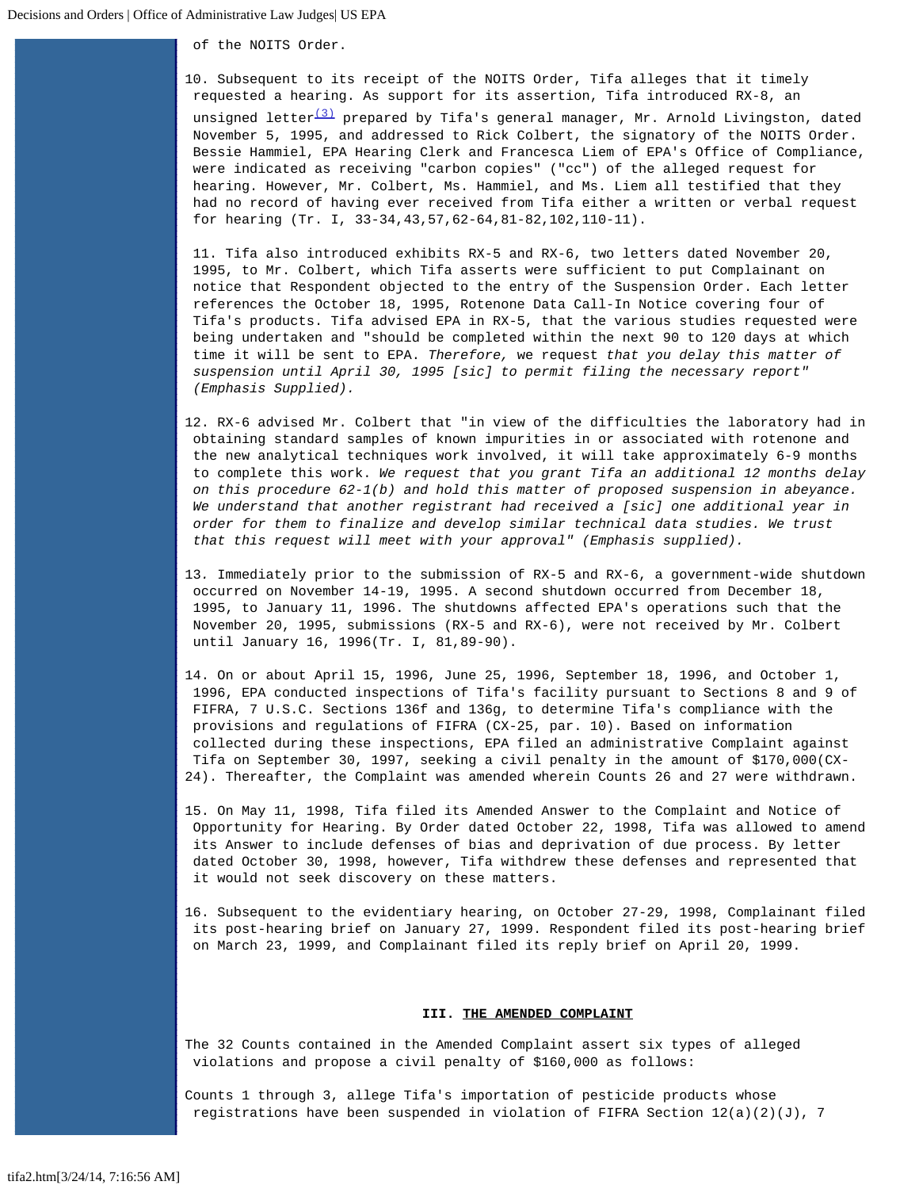of the NOITS Order.

10. Subsequent to its receipt of the NOITS Order, Tifa alleges that it timely requested a hearing. As support for its assertion, Tifa introduced RX-8, an unsigned letter[(3)] prepared by Tifa's general manager, Mr. Arnold Livingston, dated November 5, 1995, and addressed to Rick Colbert, the signatory of the NOITS Order. Bessie Hammiel, EPA Hearing Clerk and Francesca Liem of EPA's Office of Compliance, were indicated as receiving "carbon copies" ("cc") of the alleged request for hearing. However, Mr. Colbert, Ms. Hammiel, and Ms. Liem all testified that they had no record of having ever received from Tifa either a written or verbal request for hearing (Tr. I, 33-34,43,57,62-64,81-82,102,110-11).

11. Tifa also introduced exhibits RX-5 and RX-6, two letters dated November 20, 1995, to Mr. Colbert, which Tifa asserts were sufficient to put Complainant on notice that Respondent objected to the entry of the Suspension Order. Each letter references the October 18, 1995, Rotenone Data Call-In Notice covering four of Tifa's products. Tifa advised EPA in RX-5, that the various studies requested were being undertaken and "should be completed within the next 90 to 120 days at which time it will be sent to EPA. *Therefore,* we request *that you delay this matter of suspension until April 30, 1995 [sic] to permit filing the necessary report" (Emphasis Supplied).*

12. RX-6 advised Mr. Colbert that "in view of the difficulties the laboratory had in obtaining standard samples of known impurities in or associated with rotenone and the new analytical techniques work involved, it will take approximately 6-9 months to complete this work. *We request that you grant Tifa an additional 12 months delay on this procedure 62-1(b) and hold this matter of proposed suspension in abeyance. We understand that another registrant had received a [sic] one additional year in order for them to finalize and develop similar technical data studies. We trust that this request will meet with your approval" (Emphasis supplied).*

13. Immediately prior to the submission of RX-5 and RX-6, a government-wide shutdown occurred on November 14-19, 1995. A second shutdown occurred from December 18, 1995, to January 11, 1996. The shutdowns affected EPA's operations such that the November 20, 1995, submissions (RX-5 and RX-6), were not received by Mr. Colbert until January 16, 1996(Tr. I, 81,89-90).

14. On or about April 15, 1996, June 25, 1996, September 18, 1996, and October 1, 1996, EPA conducted inspections of Tifa's facility pursuant to Sections 8 and 9 of FIFRA, 7 U.S.C. Sections 136f and 136g, to determine Tifa's compliance with the provisions and regulations of FIFRA (CX-25, par. 10). Based on information collected during these inspections, EPA filed an administrative Complaint against Tifa on September 30, 1997, seeking a civil penalty in the amount of $170,000(CX-24). Thereafter, the Complaint was amended wherein Counts 26 and 27 were withdrawn.

15. On May 11, 1998, Tifa filed its Amended Answer to the Complaint and Notice of Opportunity for Hearing. By Order dated October 22, 1998, Tifa was allowed to amend its Answer to include defenses of bias and deprivation of due process. By letter dated October 30, 1998, however, Tifa withdrew these defenses and represented that it would not seek discovery on these matters.

16. Subsequent to the evidentiary hearing, on October 27-29, 1998, Complainant filed its post-hearing brief on January 27, 1999. Respondent filed its post-hearing brief on March 23, 1999, and Complainant filed its reply brief on April 20, 1999.

## III. THE AMENDED COMPLAINT

The 32 Counts contained in the Amended Complaint assert six types of alleged violations and propose a civil penalty of $160,000 as follows:

Counts 1 through 3, allege Tifa's importation of pesticide products whose registrations have been suspended in violation of FIFRA Section 12(a)(2)(J), 7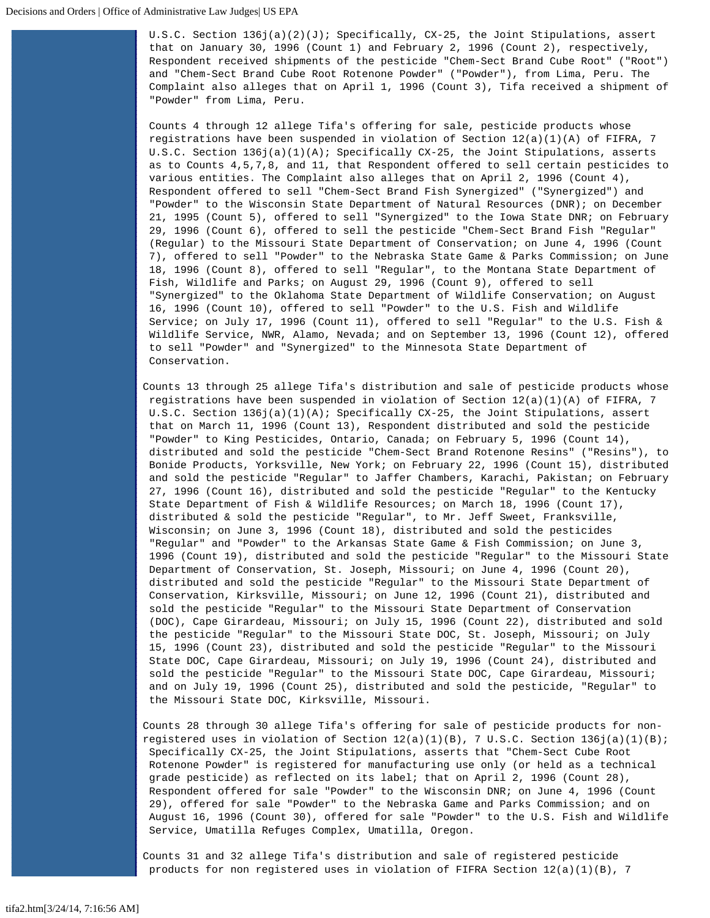U.S.C. Section 136j(a)(2)(J); Specifically, CX-25, the Joint Stipulations, assert that on January 30, 1996 (Count 1) and February 2, 1996 (Count 2), respectively, Respondent received shipments of the pesticide "Chem-Sect Brand Cube Root" ("Root") and "Chem-Sect Brand Cube Root Rotenone Powder" ("Powder"), from Lima, Peru. The Complaint also alleges that on April 1, 1996 (Count 3), Tifa received a shipment of "Powder" from Lima, Peru.

Counts 4 through 12 allege Tifa's offering for sale, pesticide products whose registrations have been suspended in violation of Section 12(a)(1)(A) of FIFRA, 7 U.S.C. Section 136j(a)(1)(A); Specifically CX-25, the Joint Stipulations, asserts as to Counts 4,5,7,8, and 11, that Respondent offered to sell certain pesticides to various entities. The Complaint also alleges that on April 2, 1996 (Count 4), Respondent offered to sell "Chem-Sect Brand Fish Synergized" ("Synergized") and "Powder" to the Wisconsin State Department of Natural Resources (DNR); on December 21, 1995 (Count 5), offered to sell "Synergized" to the Iowa State DNR; on February 29, 1996 (Count 6), offered to sell the pesticide "Chem-Sect Brand Fish "Regular" (Regular) to the Missouri State Department of Conservation; on June 4, 1996 (Count 7), offered to sell "Powder" to the Nebraska State Game & Parks Commission; on June 18, 1996 (Count 8), offered to sell "Regular", to the Montana State Department of Fish, Wildlife and Parks; on August 29, 1996 (Count 9), offered to sell "Synergized" to the Oklahoma State Department of Wildlife Conservation; on August 16, 1996 (Count 10), offered to sell "Powder" to the U.S. Fish and Wildlife Service; on July 17, 1996 (Count 11), offered to sell "Regular" to the U.S. Fish & Wildlife Service, NWR, Alamo, Nevada; and on September 13, 1996 (Count 12), offered to sell "Powder" and "Synergized" to the Minnesota State Department of Conservation.

Counts 13 through 25 allege Tifa's distribution and sale of pesticide products whose registrations have been suspended in violation of Section 12(a)(1)(A) of FIFRA, 7 U.S.C. Section 136j(a)(1)(A); Specifically CX-25, the Joint Stipulations, assert that on March 11, 1996 (Count 13), Respondent distributed and sold the pesticide "Powder" to King Pesticides, Ontario, Canada; on February 5, 1996 (Count 14), distributed and sold the pesticide "Chem-Sect Brand Rotenone Resins" ("Resins"), to Bonide Products, Yorksville, New York; on February 22, 1996 (Count 15), distributed and sold the pesticide "Regular" to Jaffer Chambers, Karachi, Pakistan; on February 27, 1996 (Count 16), distributed and sold the pesticide "Regular" to the Kentucky State Department of Fish & Wildlife Resources; on March 18, 1996 (Count 17), distributed & sold the pesticide "Regular", to Mr. Jeff Sweet, Franksville, Wisconsin; on June 3, 1996 (Count 18), distributed and sold the pesticides "Regular" and "Powder" to the Arkansas State Game & Fish Commission; on June 3, 1996 (Count 19), distributed and sold the pesticide "Regular" to the Missouri State Department of Conservation, St. Joseph, Missouri; on June 4, 1996 (Count 20), distributed and sold the pesticide "Regular" to the Missouri State Department of Conservation, Kirksville, Missouri; on June 12, 1996 (Count 21), distributed and sold the pesticide "Regular" to the Missouri State Department of Conservation (DOC), Cape Girardeau, Missouri; on July 15, 1996 (Count 22), distributed and sold the pesticide "Regular" to the Missouri State DOC, St. Joseph, Missouri; on July 15, 1996 (Count 23), distributed and sold the pesticide "Regular" to the Missouri State DOC, Cape Girardeau, Missouri; on July 19, 1996 (Count 24), distributed and sold the pesticide "Regular" to the Missouri State DOC, Cape Girardeau, Missouri; and on July 19, 1996 (Count 25), distributed and sold the pesticide, "Regular" to the Missouri State DOC, Kirksville, Missouri.

Counts 28 through 30 allege Tifa's offering for sale of pesticide products for non-registered uses in violation of Section 12(a)(1)(B), 7 U.S.C. Section 136j(a)(1)(B); Specifically CX-25, the Joint Stipulations, asserts that "Chem-Sect Cube Root Rotenone Powder" is registered for manufacturing use only (or held as a technical grade pesticide) as reflected on its label; that on April 2, 1996 (Count 28), Respondent offered for sale "Powder" to the Wisconsin DNR; on June 4, 1996 (Count 29), offered for sale "Powder" to the Nebraska Game and Parks Commission; and on August 16, 1996 (Count 30), offered for sale "Powder" to the U.S. Fish and Wildlife Service, Umatilla Refuges Complex, Umatilla, Oregon.

Counts 31 and 32 allege Tifa's distribution and sale of registered pesticide products for non registered uses in violation of FIFRA Section 12(a)(1)(B), 7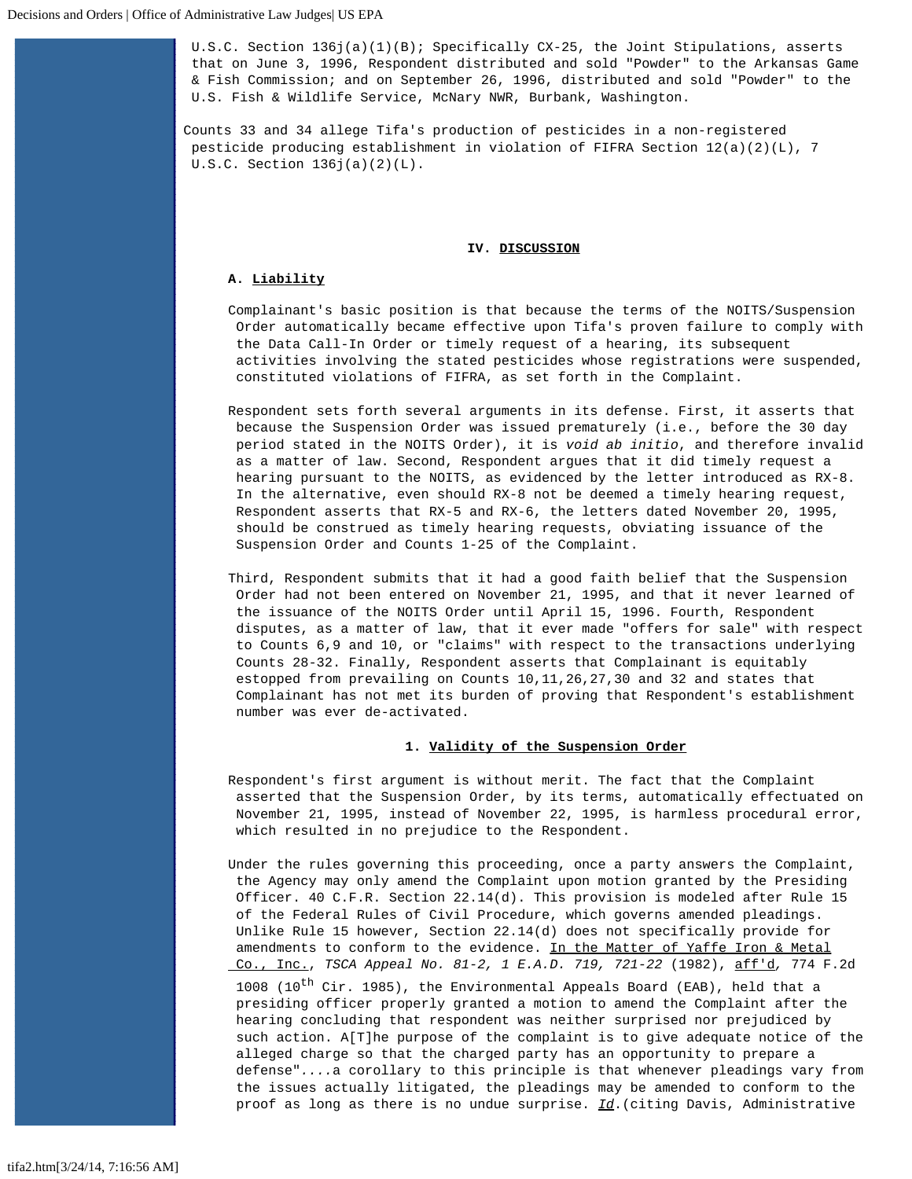U.S.C. Section 136j(a)(1)(B); Specifically CX-25, the Joint Stipulations, asserts that on June 3, 1996, Respondent distributed and sold "Powder" to the Arkansas Game & Fish Commission; and on September 26, 1996, distributed and sold "Powder" to the U.S. Fish & Wildlife Service, McNary NWR, Burbank, Washington.

Counts 33 and 34 allege Tifa's production of pesticides in a non-registered pesticide producing establishment in violation of FIFRA Section 12(a)(2)(L), 7 U.S.C. Section 136j(a)(2)(L).

## IV. DISCUSSION

### A. Liability

Complainant's basic position is that because the terms of the NOITS/Suspension Order automatically became effective upon Tifa's proven failure to comply with the Data Call-In Order or timely request of a hearing, its subsequent activities involving the stated pesticides whose registrations were suspended, constituted violations of FIFRA, as set forth in the Complaint.

Respondent sets forth several arguments in its defense. First, it asserts that because the Suspension Order was issued prematurely (i.e., before the 30 day period stated in the NOITS Order), it is *void ab initio*, and therefore invalid as a matter of law. Second, Respondent argues that it did timely request a hearing pursuant to the NOITS, as evidenced by the letter introduced as RX-8. In the alternative, even should RX-8 not be deemed a timely hearing request, Respondent asserts that RX-5 and RX-6, the letters dated November 20, 1995, should be construed as timely hearing requests, obviating issuance of the Suspension Order and Counts 1-25 of the Complaint.

Third, Respondent submits that it had a good faith belief that the Suspension Order had not been entered on November 21, 1995, and that it never learned of the issuance of the NOITS Order until April 15, 1996. Fourth, Respondent disputes, as a matter of law, that it ever made "offers for sale" with respect to Counts 6,9 and 10, or "claims" with respect to the transactions underlying Counts 28-32. Finally, Respondent asserts that Complainant is equitably estopped from prevailing on Counts 10,11,26,27,30 and 32 and states that Complainant has not met its burden of proving that Respondent's establishment number was ever de-activated.

#### 1. Validity of the Suspension Order

Respondent's first argument is without merit. The fact that the Complaint asserted that the Suspension Order, by its terms, automatically effectuated on November 21, 1995, instead of November 22, 1995, is harmless procedural error, which resulted in no prejudice to the Respondent.

Under the rules governing this proceeding, once a party answers the Complaint, the Agency may only amend the Complaint upon motion granted by the Presiding Officer. 40 C.F.R. Section 22.14(d). This provision is modeled after Rule 15 of the Federal Rules of Civil Procedure, which governs amended pleadings. Unlike Rule 15 however, Section 22.14(d) does not specifically provide for amendments to conform to the evidence. In the Matter of Yaffe Iron & Metal Co., Inc., *TSCA Appeal No. 81-2, 1 E.A.D. 719, 721-22* (1982), aff'd*,* 774 F.2d 1008 (10th Cir. 1985), the Environmental Appeals Board (EAB), held that a presiding officer properly granted a motion to amend the Complaint after the hearing concluding that respondent was neither surprised nor prejudiced by such action. A[T]he purpose of the complaint is to give adequate notice of the alleged charge so that the charged party has an opportunity to prepare a defense"....a corollary to this principle is that whenever pleadings vary from the issues actually litigated, the pleadings may be amended to conform to the proof as long as there is no undue surprise. *Id*.(citing Davis, Administrative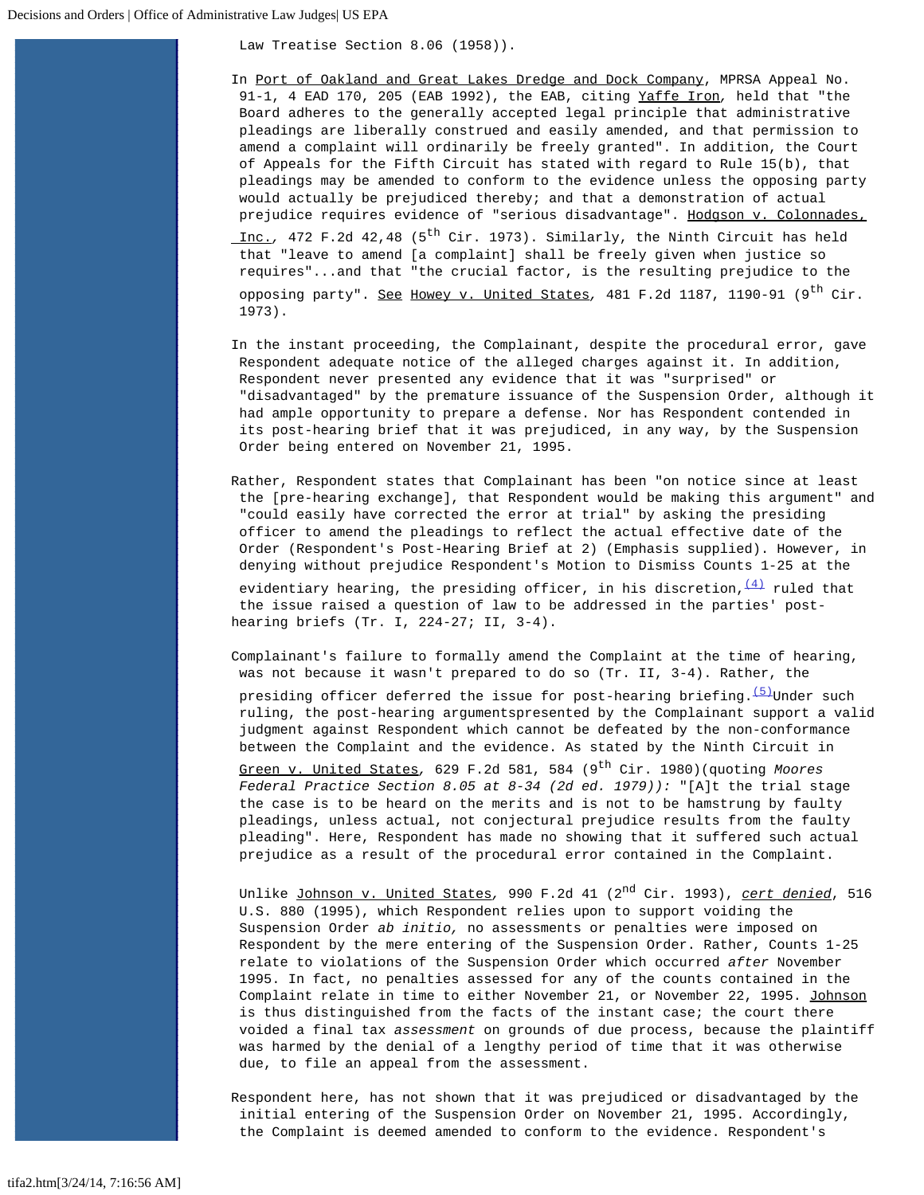Law Treatise Section 8.06 (1958)).

In Port of Oakland and Great Lakes Dredge and Dock Company, MPRSA Appeal No. 91-1, 4 EAD 170, 205 (EAB 1992), the EAB, citing Yaffe Iron, held that "the Board adheres to the generally accepted legal principle that administrative pleadings are liberally construed and easily amended, and that permission to amend a complaint will ordinarily be freely granted". In addition, the Court of Appeals for the Fifth Circuit has stated with regard to Rule 15(b), that pleadings may be amended to conform to the evidence unless the opposing party would actually be prejudiced thereby; and that a demonstration of actual prejudice requires evidence of "serious disadvantage". Hodgson v. Colonnades, Inc., 472 F.2d 42,48 (5th Cir. 1973). Similarly, the Ninth Circuit has held that "leave to amend [a complaint] shall be freely given when justice so requires"...and that "the crucial factor, is the resulting prejudice to the opposing party". See Howey v. United States, 481 F.2d 1187, 1190-91 (9th Cir. 1973).

In the instant proceeding, the Complainant, despite the procedural error, gave Respondent adequate notice of the alleged charges against it. In addition, Respondent never presented any evidence that it was "surprised" or "disadvantaged" by the premature issuance of the Suspension Order, although it had ample opportunity to prepare a defense. Nor has Respondent contended in its post-hearing brief that it was prejudiced, in any way, by the Suspension Order being entered on November 21, 1995.

Rather, Respondent states that Complainant has been "on notice since at least the [pre-hearing exchange], that Respondent would be making this argument" and "could easily have corrected the error at trial" by asking the presiding officer to amend the pleadings to reflect the actual effective date of the Order (Respondent's Post-Hearing Brief at 2) (Emphasis supplied). However, in denying without prejudice Respondent's Motion to Dismiss Counts 1-25 at the evidentiary hearing, the presiding officer, in his discretion,[(4)] ruled that the issue raised a question of law to be addressed in the parties' post-hearing briefs (Tr. I, 224-27; II, 3-4).

Complainant's failure to formally amend the Complaint at the time of hearing, was not because it wasn't prepared to do so (Tr. II, 3-4). Rather, the presiding officer deferred the issue for post-hearing briefing.[(5)]Under such ruling, the post-hearing argumentspresented by the Complainant support a valid judgment against Respondent which cannot be defeated by the non-conformance between the Complaint and the evidence. As stated by the Ninth Circuit in Green v. United States, 629 F.2d 581, 584 (9th Cir. 1980)(quoting *Moores Federal Practice Section 8.05 at 8-34 (2d ed. 1979)):* "[A]t the trial stage the case is to be heard on the merits and is not to be hamstrung by faulty pleadings, unless actual, not conjectural prejudice results from the faulty pleading". Here, Respondent has made no showing that it suffered such actual prejudice as a result of the procedural error contained in the Complaint.

Unlike Johnson v. United States, 990 F.2d 41 (2nd Cir. 1993), *cert denied*, 516 U.S. 880 (1995), which Respondent relies upon to support voiding the Suspension Order *ab initio,* no assessments or penalties were imposed on Respondent by the mere entering of the Suspension Order. Rather, Counts 1-25 relate to violations of the Suspension Order which occurred *after* November 1995. In fact, no penalties assessed for any of the counts contained in the Complaint relate in time to either November 21, or November 22, 1995. Johnson is thus distinguished from the facts of the instant case; the court there voided a final tax *assessment* on grounds of due process, because the plaintiff was harmed by the denial of a lengthy period of time that it was otherwise due, to file an appeal from the assessment.

Respondent here, has not shown that it was prejudiced or disadvantaged by the initial entering of the Suspension Order on November 21, 1995. Accordingly, the Complaint is deemed amended to conform to the evidence. Respondent's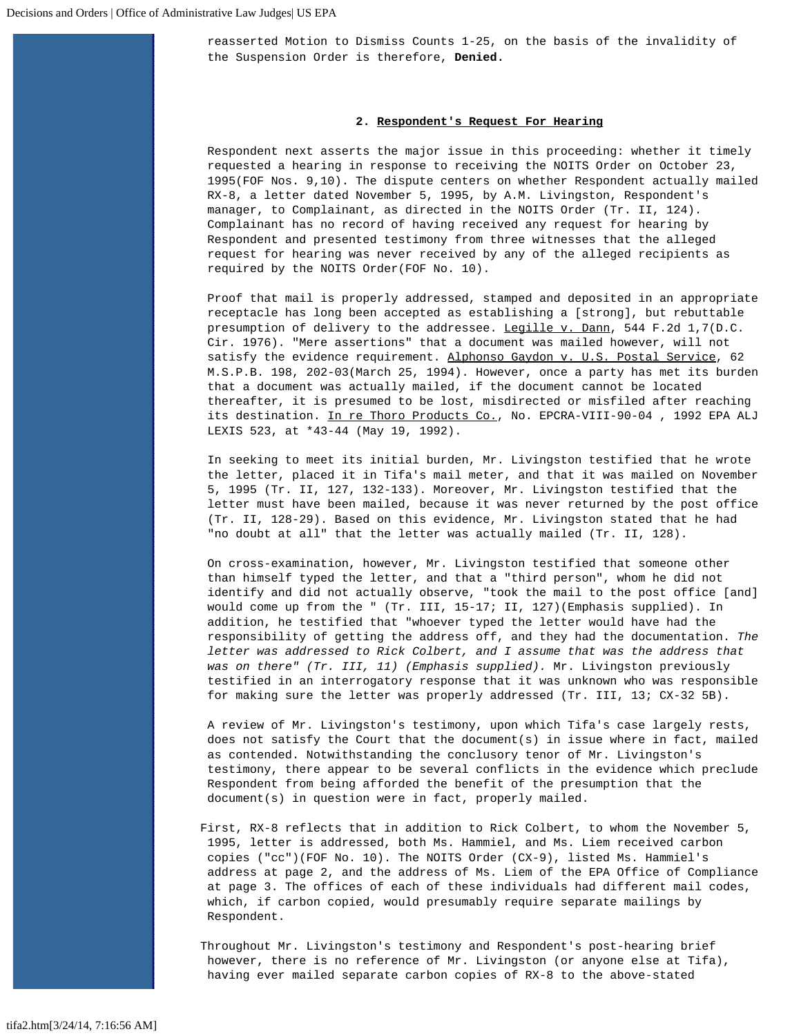reasserted Motion to Dismiss Counts 1-25, on the basis of the invalidity of the Suspension Order is therefore, **Denied.**

**2. Respondent's Request For Hearing**

Respondent next asserts the major issue in this proceeding: whether it timely requested a hearing in response to receiving the NOITS Order on October 23, 1995(FOF Nos. 9,10). The dispute centers on whether Respondent actually mailed RX-8, a letter dated November 5, 1995, by A.M. Livingston, Respondent's manager, to Complainant, as directed in the NOITS Order (Tr. II, 124). Complainant has no record of having received any request for hearing by Respondent and presented testimony from three witnesses that the alleged request for hearing was never received by any of the alleged recipients as required by the NOITS Order(FOF No. 10).

Proof that mail is properly addressed, stamped and deposited in an appropriate receptacle has long been accepted as establishing a [strong], but rebuttable presumption of delivery to the addressee. Legille v. Dann, 544 F.2d 1,7(D.C. Cir. 1976). "Mere assertions" that a document was mailed however, will not satisfy the evidence requirement. Alphonso Gaydon v. U.S. Postal Service, 62 M.S.P.B. 198, 202-03(March 25, 1994). However, once a party has met its burden that a document was actually mailed, if the document cannot be located thereafter, it is presumed to be lost, misdirected or misfiled after reaching its destination. In re Thoro Products Co., No. EPCRA-VIII-90-04 , 1992 EPA ALJ LEXIS 523, at *43-44 (May 19, 1992).

In seeking to meet its initial burden, Mr. Livingston testified that he wrote the letter, placed it in Tifa's mail meter, and that it was mailed on November 5, 1995 (Tr. II, 127, 132-133). Moreover, Mr. Livingston testified that the letter must have been mailed, because it was never returned by the post office (Tr. II, 128-29). Based on this evidence, Mr. Livingston stated that he had "no doubt at all" that the letter was actually mailed (Tr. II, 128).

On cross-examination, however, Mr. Livingston testified that someone other than himself typed the letter, and that a "third person", whom he did not identify and did not actually observe, "took the mail to the post office [and] would come up from the " (Tr. III, 15-17; II, 127)(Emphasis supplied). In addition, he testified that "whoever typed the letter would have had the responsibility of getting the address off, and they had the documentation. *The letter was addressed to Rick Colbert, and I assume that was the address that was on there" (Tr. III, 11) (Emphasis supplied).* Mr. Livingston previously testified in an interrogatory response that it was unknown who was responsible for making sure the letter was properly addressed (Tr. III, 13; CX-32 5B).

A review of Mr. Livingston's testimony, upon which Tifa's case largely rests, does not satisfy the Court that the document(s) in issue where in fact, mailed as contended. Notwithstanding the conclusory tenor of Mr. Livingston's testimony, there appear to be several conflicts in the evidence which preclude Respondent from being afforded the benefit of the presumption that the document(s) in question were in fact, properly mailed.

First, RX-8 reflects that in addition to Rick Colbert, to whom the November 5, 1995, letter is addressed, both Ms. Hammiel, and Ms. Liem received carbon copies ("cc")(FOF No. 10). The NOITS Order (CX-9), listed Ms. Hammiel's address at page 2, and the address of Ms. Liem of the EPA Office of Compliance at page 3. The offices of each of these individuals had different mail codes, which, if carbon copied, would presumably require separate mailings by Respondent.

Throughout Mr. Livingston's testimony and Respondent's post-hearing brief however, there is no reference of Mr. Livingston (or anyone else at Tifa), having ever mailed separate carbon copies of RX-8 to the above-stated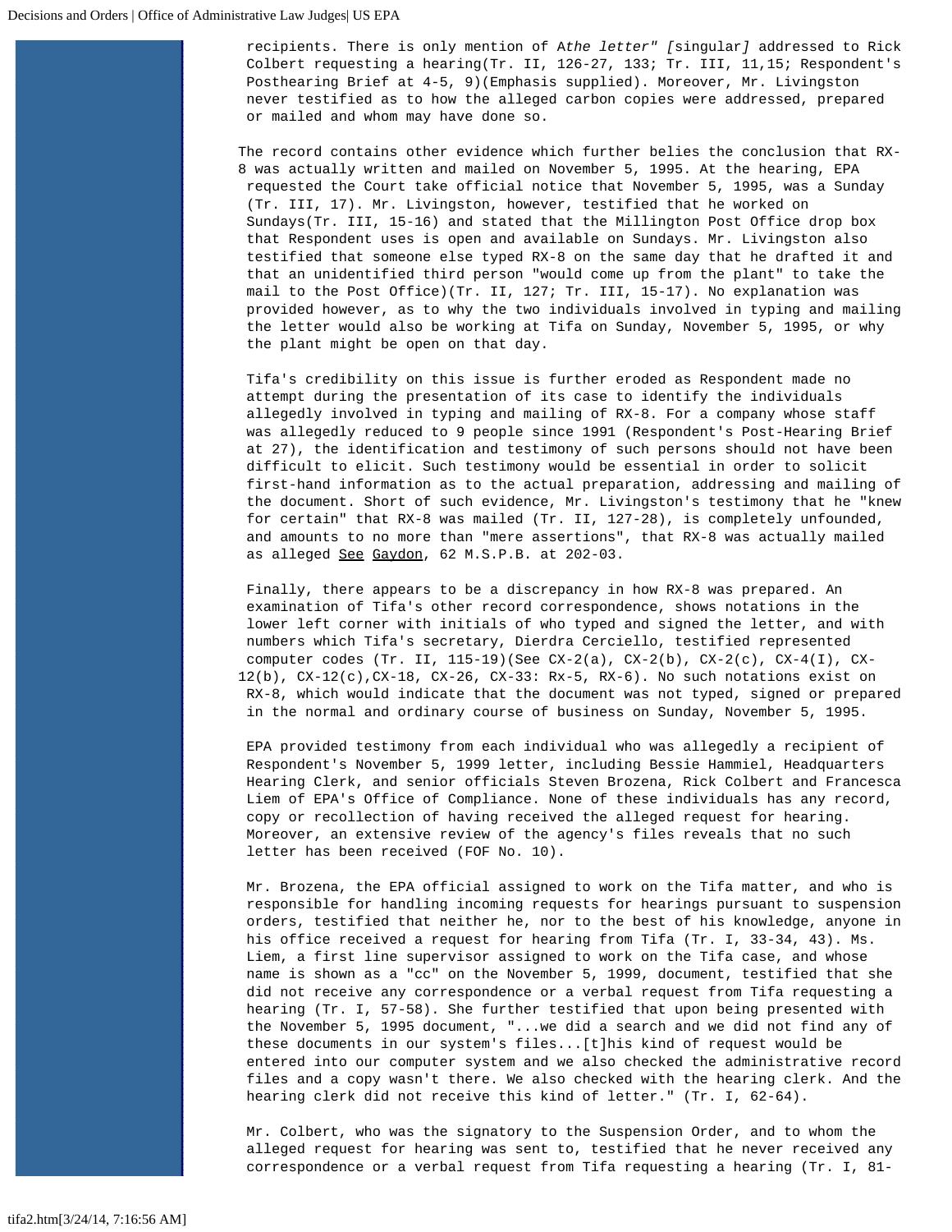recipients. There is only mention of A*the letter" [*singular*]* addressed to Rick Colbert requesting a hearing(Tr. II, 126-27, 133; Tr. III, 11,15; Respondent's Posthearing Brief at 4-5, 9)(Emphasis supplied). Moreover, Mr. Livingston never testified as to how the alleged carbon copies were addressed, prepared or mailed and whom may have done so.

The record contains other evidence which further belies the conclusion that RX-8 was actually written and mailed on November 5, 1995. At the hearing, EPA requested the Court take official notice that November 5, 1995, was a Sunday (Tr. III, 17). Mr. Livingston, however, testified that he worked on Sundays(Tr. III, 15-16) and stated that the Millington Post Office drop box that Respondent uses is open and available on Sundays. Mr. Livingston also testified that someone else typed RX-8 on the same day that he drafted it and that an unidentified third person "would come up from the plant" to take the mail to the Post Office)(Tr. II, 127; Tr. III, 15-17). No explanation was provided however, as to why the two individuals involved in typing and mailing the letter would also be working at Tifa on Sunday, November 5, 1995, or why the plant might be open on that day.

Tifa's credibility on this issue is further eroded as Respondent made no attempt during the presentation of its case to identify the individuals allegedly involved in typing and mailing of RX-8. For a company whose staff was allegedly reduced to 9 people since 1991 (Respondent's Post-Hearing Brief at 27), the identification and testimony of such persons should not have been difficult to elicit. Such testimony would be essential in order to solicit first-hand information as to the actual preparation, addressing and mailing of the document. Short of such evidence, Mr. Livingston's testimony that he "knew for certain" that RX-8 was mailed (Tr. II, 127-28), is completely unfounded, and amounts to no more than "mere assertions", that RX-8 was actually mailed as alleged See Gaydon, 62 M.S.P.B. at 202-03.

Finally, there appears to be a discrepancy in how RX-8 was prepared. An examination of Tifa's other record correspondence, shows notations in the lower left corner with initials of who typed and signed the letter, and with numbers which Tifa's secretary, Dierdra Cerciello, testified represented computer codes (Tr. II, 115-19)(See CX-2(a), CX-2(b), CX-2(c), CX-4(I), CX-12(b), CX-12(c),CX-18, CX-26, CX-33: Rx-5, RX-6). No such notations exist on RX-8, which would indicate that the document was not typed, signed or prepared in the normal and ordinary course of business on Sunday, November 5, 1995.

EPA provided testimony from each individual who was allegedly a recipient of Respondent's November 5, 1999 letter, including Bessie Hammiel, Headquarters Hearing Clerk, and senior officials Steven Brozena, Rick Colbert and Francesca Liem of EPA's Office of Compliance. None of these individuals has any record, copy or recollection of having received the alleged request for hearing. Moreover, an extensive review of the agency's files reveals that no such letter has been received (FOF No. 10).

Mr. Brozena, the EPA official assigned to work on the Tifa matter, and who is responsible for handling incoming requests for hearings pursuant to suspension orders, testified that neither he, nor to the best of his knowledge, anyone in his office received a request for hearing from Tifa (Tr. I, 33-34, 43). Ms. Liem, a first line supervisor assigned to work on the Tifa case, and whose name is shown as a "cc" on the November 5, 1999, document, testified that she did not receive any correspondence or a verbal request from Tifa requesting a hearing (Tr. I, 57-58). She further testified that upon being presented with the November 5, 1995 document, "...we did a search and we did not find any of these documents in our system's files...[t]his kind of request would be entered into our computer system and we also checked the administrative record files and a copy wasn't there. We also checked with the hearing clerk. And the hearing clerk did not receive this kind of letter." (Tr. I, 62-64).

Mr. Colbert, who was the signatory to the Suspension Order, and to whom the alleged request for hearing was sent to, testified that he never received any correspondence or a verbal request from Tifa requesting a hearing (Tr. I, 81-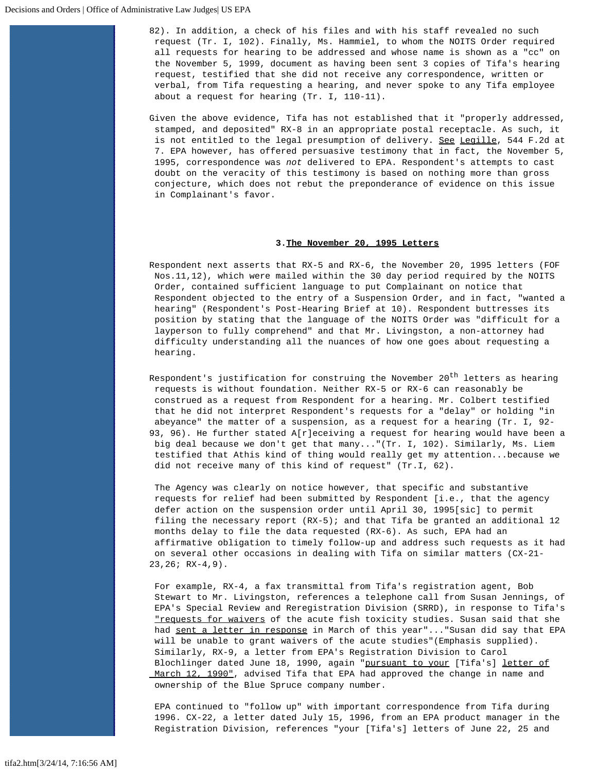82). In addition, a check of his files and with his staff revealed no such request (Tr. I, 102). Finally, Ms. Hammiel, to whom the NOITS Order required all requests for hearing to be addressed and whose name is shown as a "cc" on the November 5, 1999, document as having been sent 3 copies of Tifa's hearing request, testified that she did not receive any correspondence, written or verbal, from Tifa requesting a hearing, and never spoke to any Tifa employee about a request for hearing (Tr. I, 110-11).

Given the above evidence, Tifa has not established that it "properly addressed, stamped, and deposited" RX-8 in an appropriate postal receptacle. As such, it is not entitled to the legal presumption of delivery. See Legille, 544 F.2d at 7. EPA however, has offered persuasive testimony that in fact, the November 5, 1995, correspondence was *not* delivered to EPA. Respondent's attempts to cast doubt on the veracity of this testimony is based on nothing more than gross conjecture, which does not rebut the preponderance of evidence on this issue in Complainant's favor.

### 3. The November 20, 1995 Letters

Respondent next asserts that RX-5 and RX-6, the November 20, 1995 letters (FOF Nos.11,12), which were mailed within the 30 day period required by the NOITS Order, contained sufficient language to put Complainant on notice that Respondent objected to the entry of a Suspension Order, and in fact, "wanted a hearing" (Respondent's Post-Hearing Brief at 10). Respondent buttresses its position by stating that the language of the NOITS Order was "difficult for a layperson to fully comprehend" and that Mr. Livingston, a non-attorney had difficulty understanding all the nuances of how one goes about requesting a hearing.

Respondent's justification for construing the November 20th letters as hearing requests is without foundation. Neither RX-5 or RX-6 can reasonably be construed as a request from Respondent for a hearing. Mr. Colbert testified that he did not interpret Respondent's requests for a "delay" or holding "in abeyance" the matter of a suspension, as a request for a hearing (Tr. I, 92-93, 96). He further stated A[r]eceiving a request for hearing would have been a big deal because we don't get that many..."(Tr. I, 102). Similarly, Ms. Liem testified that Athis kind of thing would really get my attention...because we did not receive many of this kind of request" (Tr.I, 62).

The Agency was clearly on notice however, that specific and substantive requests for relief had been submitted by Respondent [i.e., that the agency defer action on the suspension order until April 30, 1995[sic] to permit filing the necessary report (RX-5); and that Tifa be granted an additional 12 months delay to file the data requested (RX-6). As such, EPA had an affirmative obligation to timely follow-up and address such requests as it had on several other occasions in dealing with Tifa on similar matters (CX-21-23,26; RX-4,9).

For example, RX-4, a fax transmittal from Tifa's registration agent, Bob Stewart to Mr. Livingston, references a telephone call from Susan Jennings, of EPA's Special Review and Reregistration Division (SRRD), in response to Tifa's "requests for waivers of the acute fish toxicity studies. Susan said that she had sent a letter in response in March of this year"..."Susan did say that EPA will be unable to grant waivers of the acute studies"(Emphasis supplied). Similarly, RX-9, a letter from EPA's Registration Division to Carol Blochlinger dated June 18, 1990, again "pursuant to your [Tifa's] letter of March 12, 1990", advised Tifa that EPA had approved the change in name and ownership of the Blue Spruce company number.

EPA continued to "follow up" with important correspondence from Tifa during 1996. CX-22, a letter dated July 15, 1996, from an EPA product manager in the Registration Division, references "your [Tifa's] letters of June 22, 25 and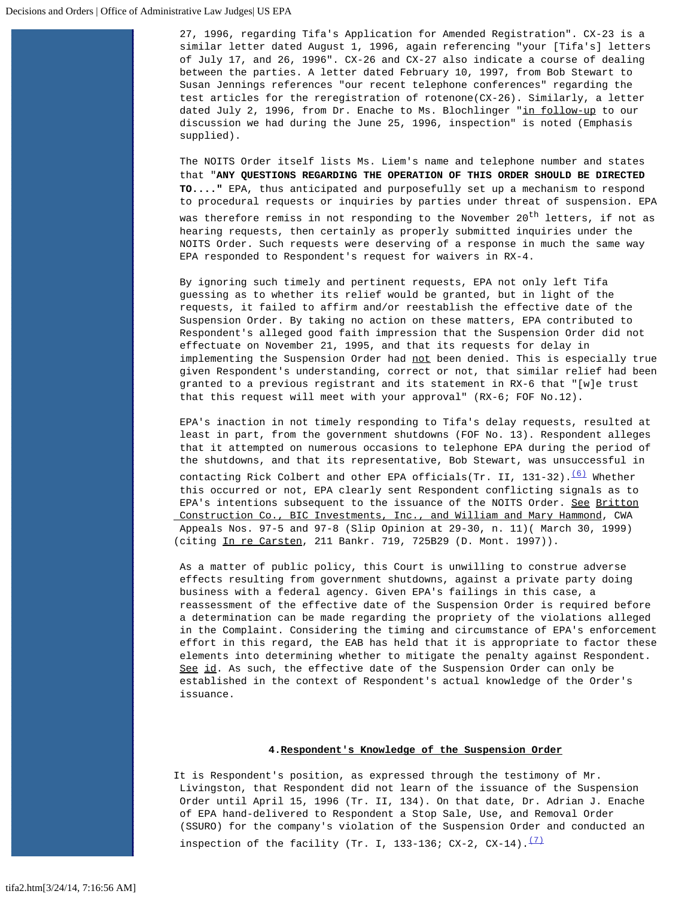27, 1996, regarding Tifa's Application for Amended Registration". CX-23 is a similar letter dated August 1, 1996, again referencing "your [Tifa's] letters of July 17, and 26, 1996". CX-26 and CX-27 also indicate a course of dealing between the parties. A letter dated February 10, 1997, from Bob Stewart to Susan Jennings references "our recent telephone conferences" regarding the test articles for the reregistration of rotenone(CX-26). Similarly, a letter dated July 2, 1996, from Dr. Enache to Ms. Blochlinger "in follow-up to our discussion we had during the June 25, 1996, inspection" is noted (Emphasis supplied).

The NOITS Order itself lists Ms. Liem's name and telephone number and states that "**ANY QUESTIONS REGARDING THE OPERATION OF THIS ORDER SHOULD BE DIRECTED TO....**" EPA, thus anticipated and purposefully set up a mechanism to respond to procedural requests or inquiries by parties under threat of suspension. EPA was therefore remiss in not responding to the November 20th letters, if not as hearing requests, then certainly as properly submitted inquiries under the NOITS Order. Such requests were deserving of a response in much the same way EPA responded to Respondent's request for waivers in RX-4.

By ignoring such timely and pertinent requests, EPA not only left Tifa guessing as to whether its relief would be granted, but in light of the requests, it failed to affirm and/or reestablish the effective date of the Suspension Order. By taking no action on these matters, EPA contributed to Respondent's alleged good faith impression that the Suspension Order did not effectuate on November 21, 1995, and that its requests for delay in implementing the Suspension Order had not been denied. This is especially true given Respondent's understanding, correct or not, that similar relief had been granted to a previous registrant and its statement in RX-6 that "[w]e trust that this request will meet with your approval" (RX-6; FOF No.12).

EPA's inaction in not timely responding to Tifa's delay requests, resulted at least in part, from the government shutdowns (FOF No. 13). Respondent alleges that it attempted on numerous occasions to telephone EPA during the period of the shutdowns, and that its representative, Bob Stewart, was unsuccessful in contacting Rick Colbert and other EPA officials(Tr. II, 131-32).(6) Whether this occurred or not, EPA clearly sent Respondent conflicting signals as to EPA's intentions subsequent to the issuance of the NOITS Order. See Britton Construction Co., BIC Investments, Inc., and William and Mary Hammond, CWA Appeals Nos. 97-5 and 97-8 (Slip Opinion at 29-30, n. 11)( March 30, 1999) (citing In re Carsten, 211 Bankr. 719, 725B29 (D. Mont. 1997)).

As a matter of public policy, this Court is unwilling to construe adverse effects resulting from government shutdowns, against a private party doing business with a federal agency. Given EPA's failings in this case, a reassessment of the effective date of the Suspension Order is required before a determination can be made regarding the propriety of the violations alleged in the Complaint. Considering the timing and circumstance of EPA's enforcement effort in this regard, the EAB has held that it is appropriate to factor these elements into determining whether to mitigate the penalty against Respondent. See id. As such, the effective date of the Suspension Order can only be established in the context of Respondent's actual knowledge of the Order's issuance.

#### 4. Respondent's Knowledge of the Suspension Order

It is Respondent's position, as expressed through the testimony of Mr. Livingston, that Respondent did not learn of the issuance of the Suspension Order until April 15, 1996 (Tr. II, 134). On that date, Dr. Adrian J. Enache of EPA hand-delivered to Respondent a Stop Sale, Use, and Removal Order (SSURO) for the company's violation of the Suspension Order and conducted an inspection of the facility (Tr. I, 133-136; CX-2, CX-14).(7)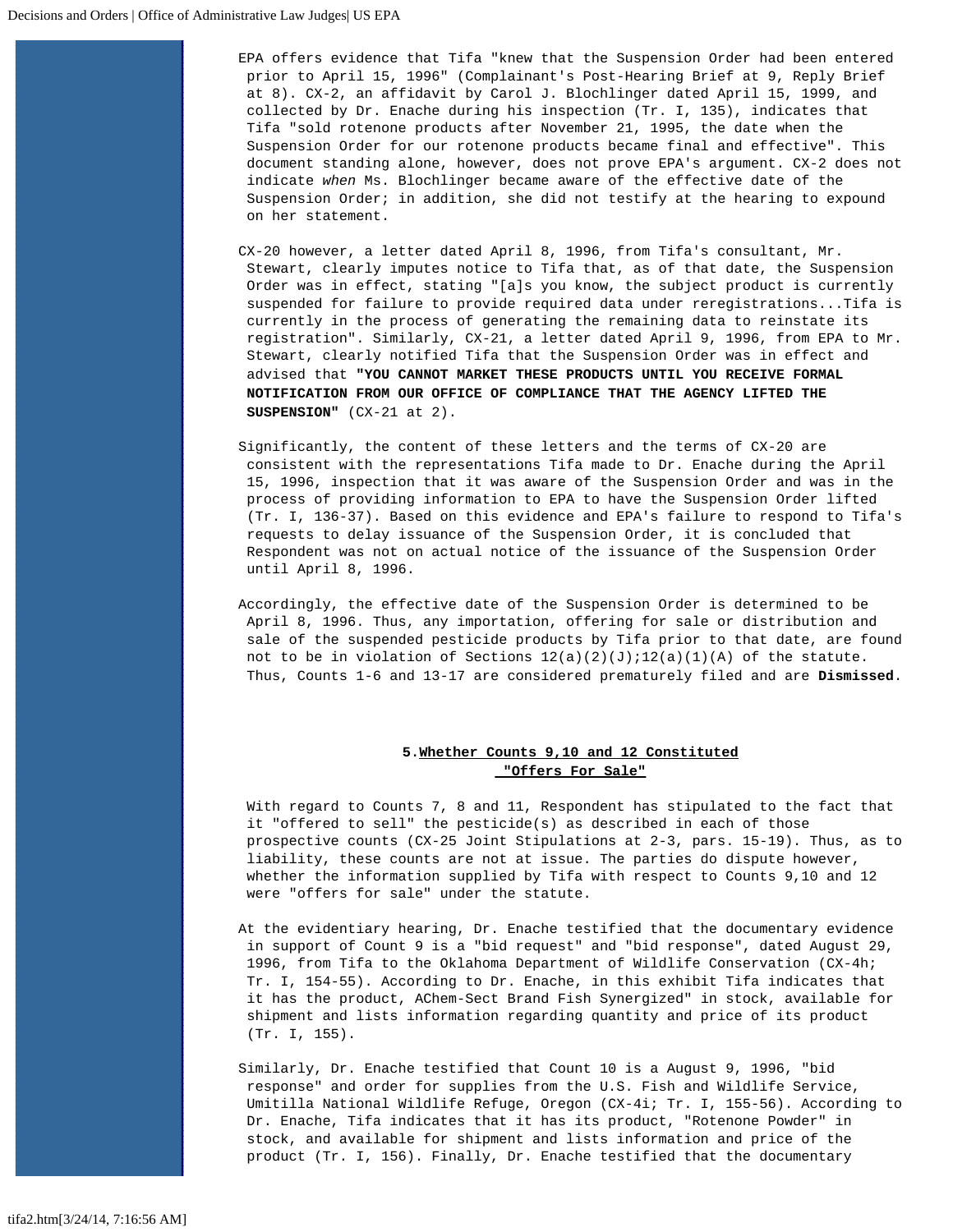EPA offers evidence that Tifa "knew that the Suspension Order had been entered prior to April 15, 1996" (Complainant's Post-Hearing Brief at 9, Reply Brief at 8). CX-2, an affidavit by Carol J. Blochlinger dated April 15, 1999, and collected by Dr. Enache during his inspection (Tr. I, 135), indicates that Tifa "sold rotenone products after November 21, 1995, the date when the Suspension Order for our rotenone products became final and effective". This document standing alone, however, does not prove EPA's argument. CX-2 does not indicate *when* Ms. Blochlinger became aware of the effective date of the Suspension Order; in addition, she did not testify at the hearing to expound on her statement.

CX-20 however, a letter dated April 8, 1996, from Tifa's consultant, Mr. Stewart, clearly imputes notice to Tifa that, as of that date, the Suspension Order was in effect, stating "[a]s you know, the subject product is currently suspended for failure to provide required data under reregistrations...Tifa is currently in the process of generating the remaining data to reinstate its registration". Similarly, CX-21, a letter dated April 9, 1996, from EPA to Mr. Stewart, clearly notified Tifa that the Suspension Order was in effect and advised that **"YOU CANNOT MARKET THESE PRODUCTS UNTIL YOU RECEIVE FORMAL NOTIFICATION FROM OUR OFFICE OF COMPLIANCE THAT THE AGENCY LIFTED THE SUSPENSION"** (CX-21 at 2).

Significantly, the content of these letters and the terms of CX-20 are consistent with the representations Tifa made to Dr. Enache during the April 15, 1996, inspection that it was aware of the Suspension Order and was in the process of providing information to EPA to have the Suspension Order lifted (Tr. I, 136-37). Based on this evidence and EPA's failure to respond to Tifa's requests to delay issuance of the Suspension Order, it is concluded that Respondent was not on actual notice of the issuance of the Suspension Order until April 8, 1996.

Accordingly, the effective date of the Suspension Order is determined to be April 8, 1996. Thus, any importation, offering for sale or distribution and sale of the suspended pesticide products by Tifa prior to that date, are found not to be in violation of Sections 12(a)(2)(J);12(a)(1)(A) of the statute. Thus, Counts 1-6 and 13-17 are considered prematurely filed and are **Dismissed**.

### 5. Whether Counts 9,10 and 12 Constituted "Offers For Sale"

With regard to Counts 7, 8 and 11, Respondent has stipulated to the fact that it "offered to sell" the pesticide(s) as described in each of those prospective counts (CX-25 Joint Stipulations at 2-3, pars. 15-19). Thus, as to liability, these counts are not at issue. The parties do dispute however, whether the information supplied by Tifa with respect to Counts 9,10 and 12 were "offers for sale" under the statute.

At the evidentiary hearing, Dr. Enache testified that the documentary evidence in support of Count 9 is a "bid request" and "bid response", dated August 29, 1996, from Tifa to the Oklahoma Department of Wildlife Conservation (CX-4h; Tr. I, 154-55). According to Dr. Enache, in this exhibit Tifa indicates that it has the product, AChem-Sect Brand Fish Synergized" in stock, available for shipment and lists information regarding quantity and price of its product (Tr. I, 155).

Similarly, Dr. Enache testified that Count 10 is a August 9, 1996, "bid response" and order for supplies from the U.S. Fish and Wildlife Service, Umitilla National Wildlife Refuge, Oregon (CX-4i; Tr. I, 155-56). According to Dr. Enache, Tifa indicates that it has its product, "Rotenone Powder" in stock, and available for shipment and lists information and price of the product (Tr. I, 156). Finally, Dr. Enache testified that the documentary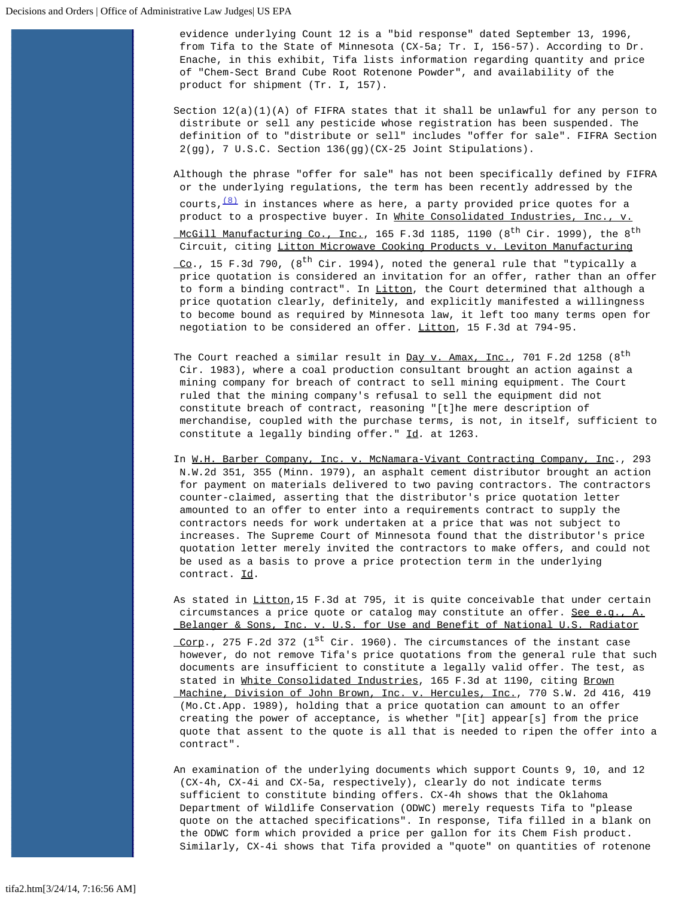evidence underlying Count 12 is a "bid response" dated September 13, 1996, from Tifa to the State of Minnesota (CX-5a; Tr. I, 156-57). According to Dr. Enache, in this exhibit, Tifa lists information regarding quantity and price of "Chem-Sect Brand Cube Root Rotenone Powder", and availability of the product for shipment (Tr. I, 157).

Section 12(a)(1)(A) of FIFRA states that it shall be unlawful for any person to distribute or sell any pesticide whose registration has been suspended. The definition of to "distribute or sell" includes "offer for sale". FIFRA Section 2(gg), 7 U.S.C. Section 136(gg)(CX-25 Joint Stipulations).

Although the phrase "offer for sale" has not been specifically defined by FIFRA or the underlying regulations, the term has been recently addressed by the courts,[(8)] in instances where as here, a party provided price quotes for a product to a prospective buyer. In White Consolidated Industries, Inc., v. McGill Manufacturing Co., Inc., 165 F.3d 1185, 1190 (8th Cir. 1999), the 8th Circuit, citing Litton Microwave Cooking Products v. Leviton Manufacturing Co., 15 F.3d 790, (8th Cir. 1994), noted the general rule that "typically a price quotation is considered an invitation for an offer, rather than an offer to form a binding contract". In Litton, the Court determined that although a price quotation clearly, definitely, and explicitly manifested a willingness to become bound as required by Minnesota law, it left too many terms open for negotiation to be considered an offer. Litton, 15 F.3d at 794-95.

The Court reached a similar result in Day v. Amax, Inc., 701 F.2d 1258 (8th Cir. 1983), where a coal production consultant brought an action against a mining company for breach of contract to sell mining equipment. The Court ruled that the mining company's refusal to sell the equipment did not constitute breach of contract, reasoning "[t]he mere description of merchandise, coupled with the purchase terms, is not, in itself, sufficient to constitute a legally binding offer." Id. at 1263.

In W.H. Barber Company, Inc. v. McNamara-Vivant Contracting Company, Inc., 293 N.W.2d 351, 355 (Minn. 1979), an asphalt cement distributor brought an action for payment on materials delivered to two paving contractors. The contractors counter-claimed, asserting that the distributor's price quotation letter amounted to an offer to enter into a requirements contract to supply the contractors needs for work undertaken at a price that was not subject to increases. The Supreme Court of Minnesota found that the distributor's price quotation letter merely invited the contractors to make offers, and could not be used as a basis to prove a price protection term in the underlying contract. Id.

As stated in Litton,15 F.3d at 795, it is quite conceivable that under certain circumstances a price quote or catalog may constitute an offer. See e.g., A. Belanger & Sons, Inc. v. U.S. for Use and Benefit of National U.S. Radiator Corp., 275 F.2d 372 (1st Cir. 1960). The circumstances of the instant case however, do not remove Tifa's price quotations from the general rule that such documents are insufficient to constitute a legally valid offer. The test, as stated in White Consolidated Industries, 165 F.3d at 1190, citing Brown Machine, Division of John Brown, Inc. v. Hercules, Inc., 770 S.W. 2d 416, 419 (Mo.Ct.App. 1989), holding that a price quotation can amount to an offer creating the power of acceptance, is whether "[it] appear[s] from the price quote that assent to the quote is all that is needed to ripen the offer into a contract".

An examination of the underlying documents which support Counts 9, 10, and 12 (CX-4h, CX-4i and CX-5a, respectively), clearly do not indicate terms sufficient to constitute binding offers. CX-4h shows that the Oklahoma Department of Wildlife Conservation (ODWC) merely requests Tifa to "please quote on the attached specifications". In response, Tifa filled in a blank on the ODWC form which provided a price per gallon for its Chem Fish product. Similarly, CX-4i shows that Tifa provided a "quote" on quantities of rotenone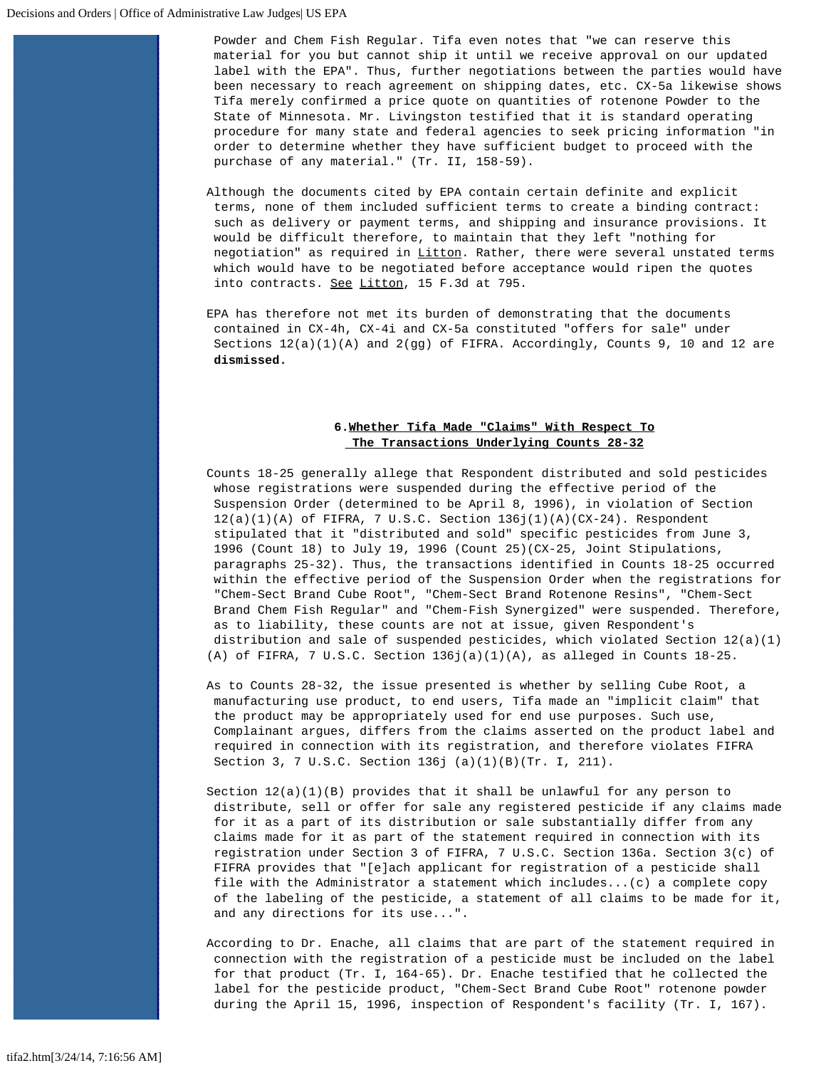Powder and Chem Fish Regular. Tifa even notes that "we can reserve this material for you but cannot ship it until we receive approval on our updated label with the EPA". Thus, further negotiations between the parties would have been necessary to reach agreement on shipping dates, etc. CX-5a likewise shows Tifa merely confirmed a price quote on quantities of rotenone Powder to the State of Minnesota. Mr. Livingston testified that it is standard operating procedure for many state and federal agencies to seek pricing information "in order to determine whether they have sufficient budget to proceed with the purchase of any material." (Tr. II, 158-59).

Although the documents cited by EPA contain certain definite and explicit terms, none of them included sufficient terms to create a binding contract: such as delivery or payment terms, and shipping and insurance provisions. It would be difficult therefore, to maintain that they left "nothing for negotiation" as required in Litton. Rather, there were several unstated terms which would have to be negotiated before acceptance would ripen the quotes into contracts. See Litton, 15 F.3d at 795.

EPA has therefore not met its burden of demonstrating that the documents contained in CX-4h, CX-4i and CX-5a constituted "offers for sale" under Sections 12(a)(1)(A) and 2(gg) of FIFRA. Accordingly, Counts 9, 10 and 12 are **dismissed.**

### 6. Whether Tifa Made "Claims" With Respect To The Transactions Underlying Counts 28-32

Counts 18-25 generally allege that Respondent distributed and sold pesticides whose registrations were suspended during the effective period of the Suspension Order (determined to be April 8, 1996), in violation of Section 12(a)(1)(A) of FIFRA, 7 U.S.C. Section 136j(1)(A)(CX-24). Respondent stipulated that it "distributed and sold" specific pesticides from June 3, 1996 (Count 18) to July 19, 1996 (Count 25)(CX-25, Joint Stipulations, paragraphs 25-32). Thus, the transactions identified in Counts 18-25 occurred within the effective period of the Suspension Order when the registrations for "Chem-Sect Brand Cube Root", "Chem-Sect Brand Rotenone Resins", "Chem-Sect Brand Chem Fish Regular" and "Chem-Fish Synergized" were suspended. Therefore, as to liability, these counts are not at issue, given Respondent's distribution and sale of suspended pesticides, which violated Section 12(a)(1)(A) of FIFRA, 7 U.S.C. Section 136j(a)(1)(A), as alleged in Counts 18-25.

As to Counts 28-32, the issue presented is whether by selling Cube Root, a manufacturing use product, to end users, Tifa made an "implicit claim" that the product may be appropriately used for end use purposes. Such use, Complainant argues, differs from the claims asserted on the product label and required in connection with its registration, and therefore violates FIFRA Section 3, 7 U.S.C. Section 136j (a)(1)(B)(Tr. I, 211).

Section 12(a)(1)(B) provides that it shall be unlawful for any person to distribute, sell or offer for sale any registered pesticide if any claims made for it as a part of its distribution or sale substantially differ from any claims made for it as part of the statement required in connection with its registration under Section 3 of FIFRA, 7 U.S.C. Section 136a. Section 3(c) of FIFRA provides that "[e]ach applicant for registration of a pesticide shall file with the Administrator a statement which includes...(c) a complete copy of the labeling of the pesticide, a statement of all claims to be made for it, and any directions for its use...".

According to Dr. Enache, all claims that are part of the statement required in connection with the registration of a pesticide must be included on the label for that product (Tr. I, 164-65). Dr. Enache testified that he collected the label for the pesticide product, "Chem-Sect Brand Cube Root" rotenone powder during the April 15, 1996, inspection of Respondent's facility (Tr. I, 167).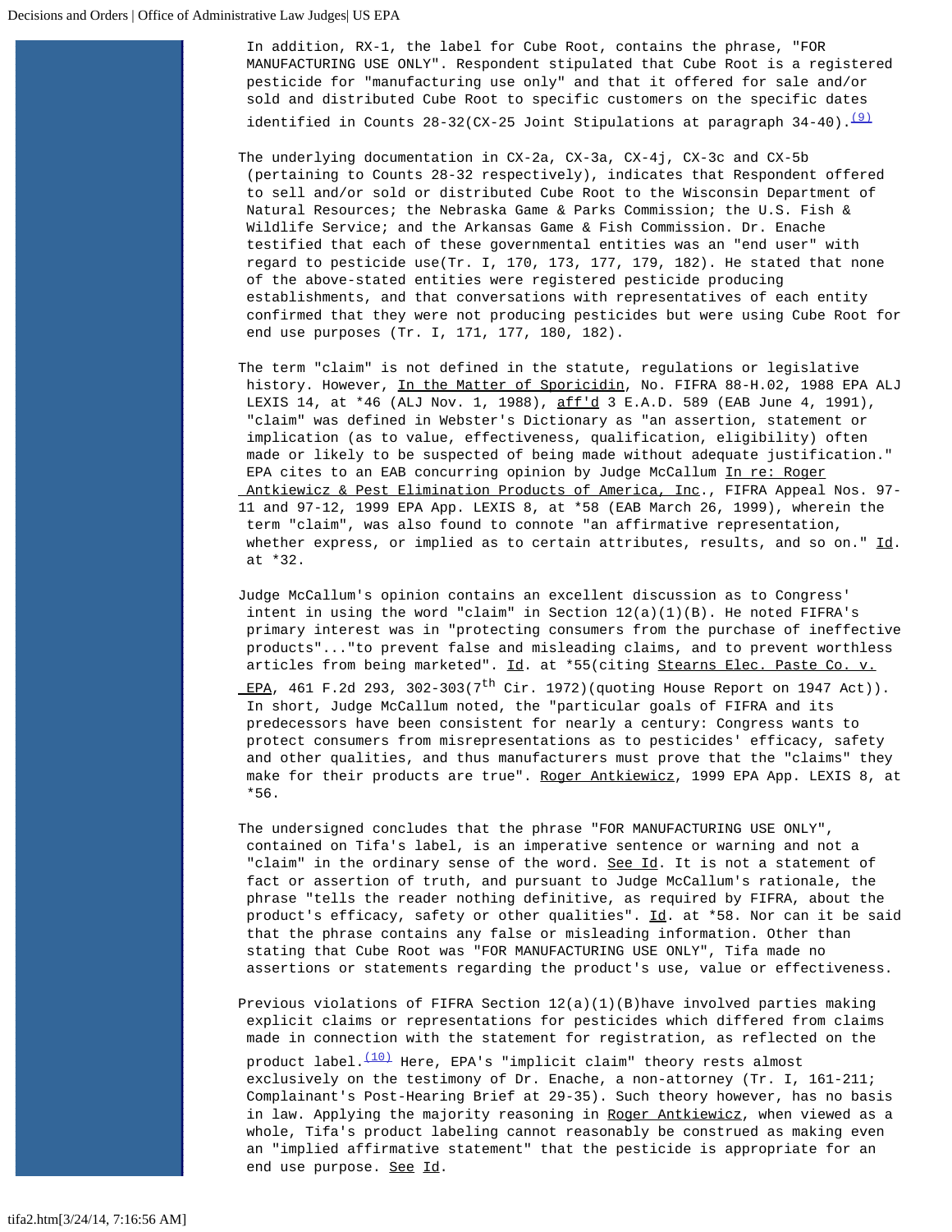In addition, RX-1, the label for Cube Root, contains the phrase, "FOR MANUFACTURING USE ONLY". Respondent stipulated that Cube Root is a registered pesticide for "manufacturing use only" and that it offered for sale and/or sold and distributed Cube Root to specific customers on the specific dates identified in Counts 28-32(CX-25 Joint Stipulations at paragraph 34-40).[(9)]

The underlying documentation in CX-2a, CX-3a, CX-4j, CX-3c and CX-5b (pertaining to Counts 28-32 respectively), indicates that Respondent offered to sell and/or sold or distributed Cube Root to the Wisconsin Department of Natural Resources; the Nebraska Game & Parks Commission; the U.S. Fish & Wildlife Service; and the Arkansas Game & Fish Commission. Dr. Enache testified that each of these governmental entities was an "end user" with regard to pesticide use(Tr. I, 170, 173, 177, 179, 182). He stated that none of the above-stated entities were registered pesticide producing establishments, and that conversations with representatives of each entity confirmed that they were not producing pesticides but were using Cube Root for end use purposes (Tr. I, 171, 177, 180, 182).

The term "claim" is not defined in the statute, regulations or legislative history. However, In the Matter of Sporicidin, No. FIFRA 88-H.02, 1988 EPA ALJ LEXIS 14, at *46 (ALJ Nov. 1, 1988), aff'd 3 E.A.D. 589 (EAB June 4, 1991), "claim" was defined in Webster's Dictionary as "an assertion, statement or implication (as to value, effectiveness, qualification, eligibility) often made or likely to be suspected of being made without adequate justification." EPA cites to an EAB concurring opinion by Judge McCallum In re: Roger Antkiewicz & Pest Elimination Products of America, Inc., FIFRA Appeal Nos. 97-11 and 97-12, 1999 EPA App. LEXIS 8, at *58 (EAB March 26, 1999), wherein the term "claim", was also found to connote "an affirmative representation, whether express, or implied as to certain attributes, results, and so on." Id. at *32.

Judge McCallum's opinion contains an excellent discussion as to Congress' intent in using the word "claim" in Section 12(a)(1)(B). He noted FIFRA's primary interest was in "protecting consumers from the purchase of ineffective products"..."to prevent false and misleading claims, and to prevent worthless articles from being marketed". Id. at *55(citing Stearns Elec. Paste Co. v. EPA, 461 F.2d 293, 302-303(7th Cir. 1972)(quoting House Report on 1947 Act)). In short, Judge McCallum noted, the "particular goals of FIFRA and its predecessors have been consistent for nearly a century: Congress wants to protect consumers from misrepresentations as to pesticides' efficacy, safety and other qualities, and thus manufacturers must prove that the "claims" they make for their products are true". Roger Antkiewicz, 1999 EPA App. LEXIS 8, at *56.

The undersigned concludes that the phrase "FOR MANUFACTURING USE ONLY", contained on Tifa's label, is an imperative sentence or warning and not a "claim" in the ordinary sense of the word. See Id. It is not a statement of fact or assertion of truth, and pursuant to Judge McCallum's rationale, the phrase "tells the reader nothing definitive, as required by FIFRA, about the product's efficacy, safety or other qualities". Id. at *58. Nor can it be said that the phrase contains any false or misleading information. Other than stating that Cube Root was "FOR MANUFACTURING USE ONLY", Tifa made no assertions or statements regarding the product's use, value or effectiveness.

Previous violations of FIFRA Section 12(a)(1)(B)have involved parties making explicit claims or representations for pesticides which differed from claims made in connection with the statement for registration, as reflected on the product label.[(10)] Here, EPA's "implicit claim" theory rests almost exclusively on the testimony of Dr. Enache, a non-attorney (Tr. I, 161-211; Complainant's Post-Hearing Brief at 29-35). Such theory however, has no basis in law. Applying the majority reasoning in Roger Antkiewicz, when viewed as a whole, Tifa's product labeling cannot reasonably be construed as making even an "implied affirmative statement" that the pesticide is appropriate for an end use purpose. See Id.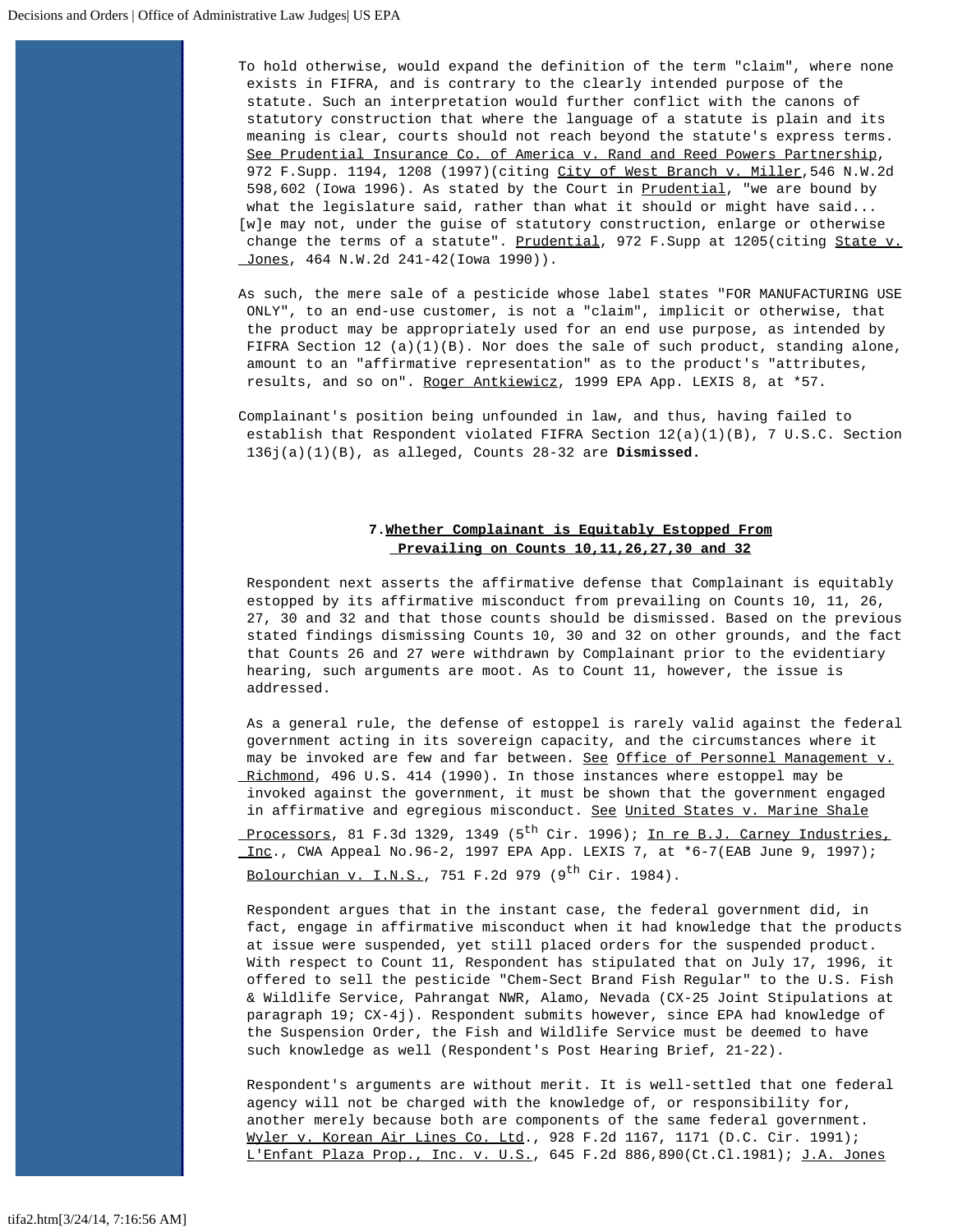To hold otherwise, would expand the definition of the term "claim", where none exists in FIFRA, and is contrary to the clearly intended purpose of the statute. Such an interpretation would further conflict with the canons of statutory construction that where the language of a statute is plain and its meaning is clear, courts should not reach beyond the statute's express terms. See Prudential Insurance Co. of America v. Rand and Reed Powers Partnership, 972 F.Supp. 1194, 1208 (1997)(citing City of West Branch v. Miller,546 N.W.2d 598,602 (Iowa 1996). As stated by the Court in Prudential, "we are bound by what the legislature said, rather than what it should or might have said... [w]e may not, under the guise of statutory construction, enlarge or otherwise change the terms of a statute". Prudential, 972 F.Supp at 1205(citing State v. Jones, 464 N.W.2d 241-42(Iowa 1990)).

As such, the mere sale of a pesticide whose label states "FOR MANUFACTURING USE ONLY", to an end-use customer, is not a "claim", implicit or otherwise, that the product may be appropriately used for an end use purpose, as intended by FIFRA Section 12 (a)(1)(B). Nor does the sale of such product, standing alone, amount to an "affirmative representation" as to the product's "attributes, results, and so on". Roger Antkiewicz, 1999 EPA App. LEXIS 8, at *57.

Complainant's position being unfounded in law, and thus, having failed to establish that Respondent violated FIFRA Section 12(a)(1)(B), 7 U.S.C. Section 136j(a)(1)(B), as alleged, Counts 28-32 are **Dismissed.**

### 7. Whether Complainant is Equitably Estopped From Prevailing on Counts 10,11,26,27,30 and 32

Respondent next asserts the affirmative defense that Complainant is equitably estopped by its affirmative misconduct from prevailing on Counts 10, 11, 26, 27, 30 and 32 and that those counts should be dismissed. Based on the previous stated findings dismissing Counts 10, 30 and 32 on other grounds, and the fact that Counts 26 and 27 were withdrawn by Complainant prior to the evidentiary hearing, such arguments are moot. As to Count 11, however, the issue is addressed.

As a general rule, the defense of estoppel is rarely valid against the federal government acting in its sovereign capacity, and the circumstances where it may be invoked are few and far between. See Office of Personnel Management v. Richmond, 496 U.S. 414 (1990). In those instances where estoppel may be invoked against the government, it must be shown that the government engaged in affirmative and egregious misconduct. See United States v. Marine Shale Processors, 81 F.3d 1329, 1349 (5th Cir. 1996); In re B.J. Carney Industries, Inc., CWA Appeal No.96-2, 1997 EPA App. LEXIS 7, at *6-7(EAB June 9, 1997); Bolourchian v. I.N.S., 751 F.2d 979 (9th Cir. 1984).

Respondent argues that in the instant case, the federal government did, in fact, engage in affirmative misconduct when it had knowledge that the products at issue were suspended, yet still placed orders for the suspended product. With respect to Count 11, Respondent has stipulated that on July 17, 1996, it offered to sell the pesticide "Chem-Sect Brand Fish Regular" to the U.S. Fish & Wildlife Service, Pahrangat NWR, Alamo, Nevada (CX-25 Joint Stipulations at paragraph 19; CX-4j). Respondent submits however, since EPA had knowledge of the Suspension Order, the Fish and Wildlife Service must be deemed to have such knowledge as well (Respondent's Post Hearing Brief, 21-22).

Respondent's arguments are without merit. It is well-settled that one federal agency will not be charged with the knowledge of, or responsibility for, another merely because both are components of the same federal government. Wyler v. Korean Air Lines Co. Ltd., 928 F.2d 1167, 1171 (D.C. Cir. 1991); L'Enfant Plaza Prop., Inc. v. U.S., 645 F.2d 886,890(Ct.Cl.1981); J.A. Jones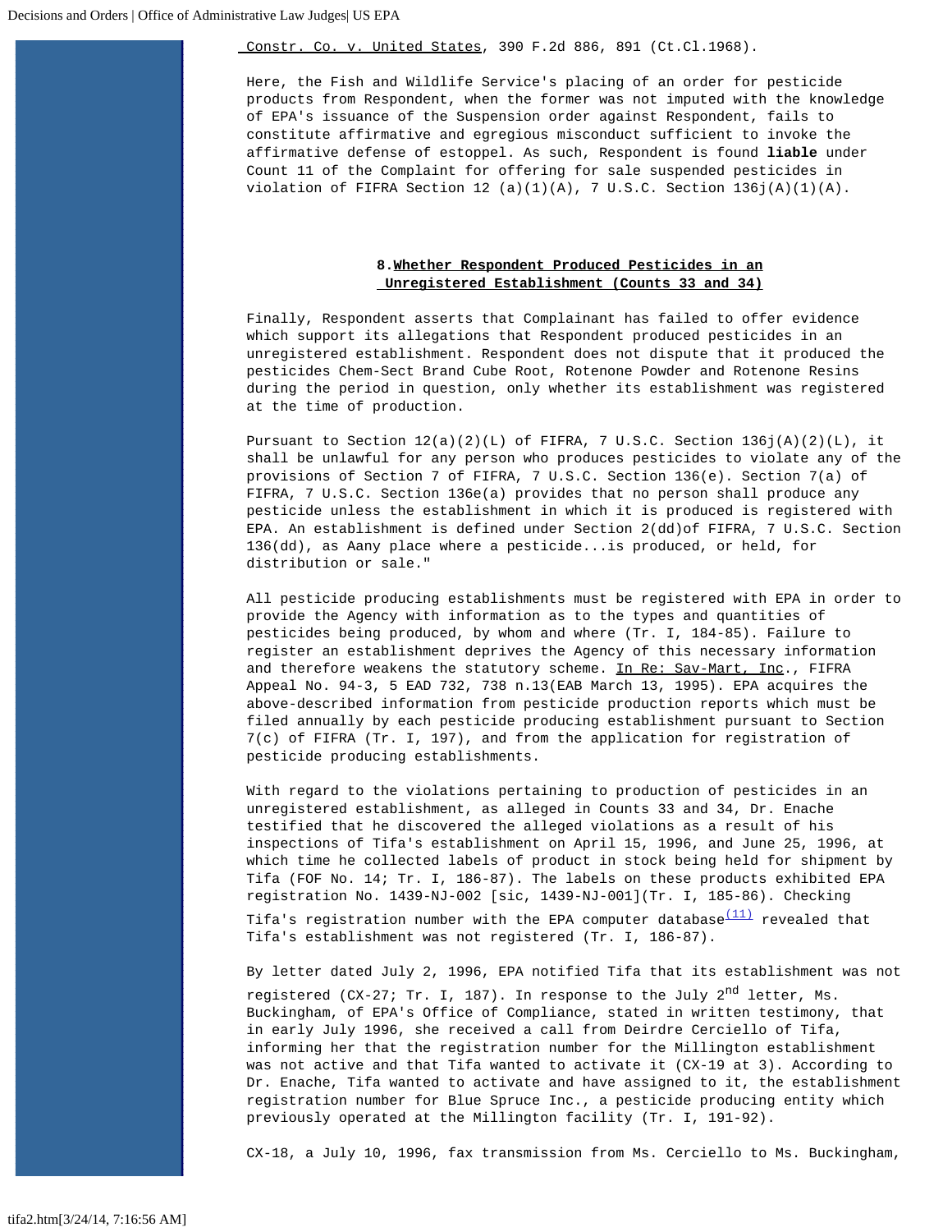Constr. Co. v. United States, 390 F.2d 886, 891 (Ct.Cl.1968).

Here, the Fish and Wildlife Service's placing of an order for pesticide products from Respondent, when the former was not imputed with the knowledge of EPA's issuance of the Suspension order against Respondent, fails to constitute affirmative and egregious misconduct sufficient to invoke the affirmative defense of estoppel. As such, Respondent is found **liable** under Count 11 of the Complaint for offering for sale suspended pesticides in violation of FIFRA Section 12 (a)(1)(A), 7 U.S.C. Section 136j(A)(1)(A).

### 8. Whether Respondent Produced Pesticides in an Unregistered Establishment (Counts 33 and 34)

Finally, Respondent asserts that Complainant has failed to offer evidence which support its allegations that Respondent produced pesticides in an unregistered establishment. Respondent does not dispute that it produced the pesticides Chem-Sect Brand Cube Root, Rotenone Powder and Rotenone Resins during the period in question, only whether its establishment was registered at the time of production.

Pursuant to Section 12(a)(2)(L) of FIFRA, 7 U.S.C. Section 136j(A)(2)(L), it shall be unlawful for any person who produces pesticides to violate any of the provisions of Section 7 of FIFRA, 7 U.S.C. Section 136(e). Section 7(a) of FIFRA, 7 U.S.C. Section 136e(a) provides that no person shall produce any pesticide unless the establishment in which it is produced is registered with EPA. An establishment is defined under Section 2(dd)of FIFRA, 7 U.S.C. Section 136(dd), as Aany place where a pesticide...is produced, or held, for distribution or sale."

All pesticide producing establishments must be registered with EPA in order to provide the Agency with information as to the types and quantities of pesticides being produced, by whom and where (Tr. I, 184-85). Failure to register an establishment deprives the Agency of this necessary information and therefore weakens the statutory scheme. In Re: Sav-Mart, Inc., FIFRA Appeal No. 94-3, 5 EAD 732, 738 n.13(EAB March 13, 1995). EPA acquires the above-described information from pesticide production reports which must be filed annually by each pesticide producing establishment pursuant to Section 7(c) of FIFRA (Tr. I, 197), and from the application for registration of pesticide producing establishments.

With regard to the violations pertaining to production of pesticides in an unregistered establishment, as alleged in Counts 33 and 34, Dr. Enache testified that he discovered the alleged violations as a result of his inspections of Tifa's establishment on April 15, 1996, and June 25, 1996, at which time he collected labels of product in stock being held for shipment by Tifa (FOF No. 14; Tr. I, 186-87). The labels on these products exhibited EPA registration No. 1439-NJ-002 [sic, 1439-NJ-001](Tr. I, 185-86). Checking Tifa's registration number with the EPA computer database[(11)] revealed that Tifa's establishment was not registered (Tr. I, 186-87).

By letter dated July 2, 1996, EPA notified Tifa that its establishment was not registered (CX-27; Tr. I, 187). In response to the July 2nd letter, Ms. Buckingham, of EPA's Office of Compliance, stated in written testimony, that in early July 1996, she received a call from Deirdre Cerciello of Tifa, informing her that the registration number for the Millington establishment was not active and that Tifa wanted to activate it (CX-19 at 3). According to Dr. Enache, Tifa wanted to activate and have assigned to it, the establishment registration number for Blue Spruce Inc., a pesticide producing entity which previously operated at the Millington facility (Tr. I, 191-92).

CX-18, a July 10, 1996, fax transmission from Ms. Cerciello to Ms. Buckingham,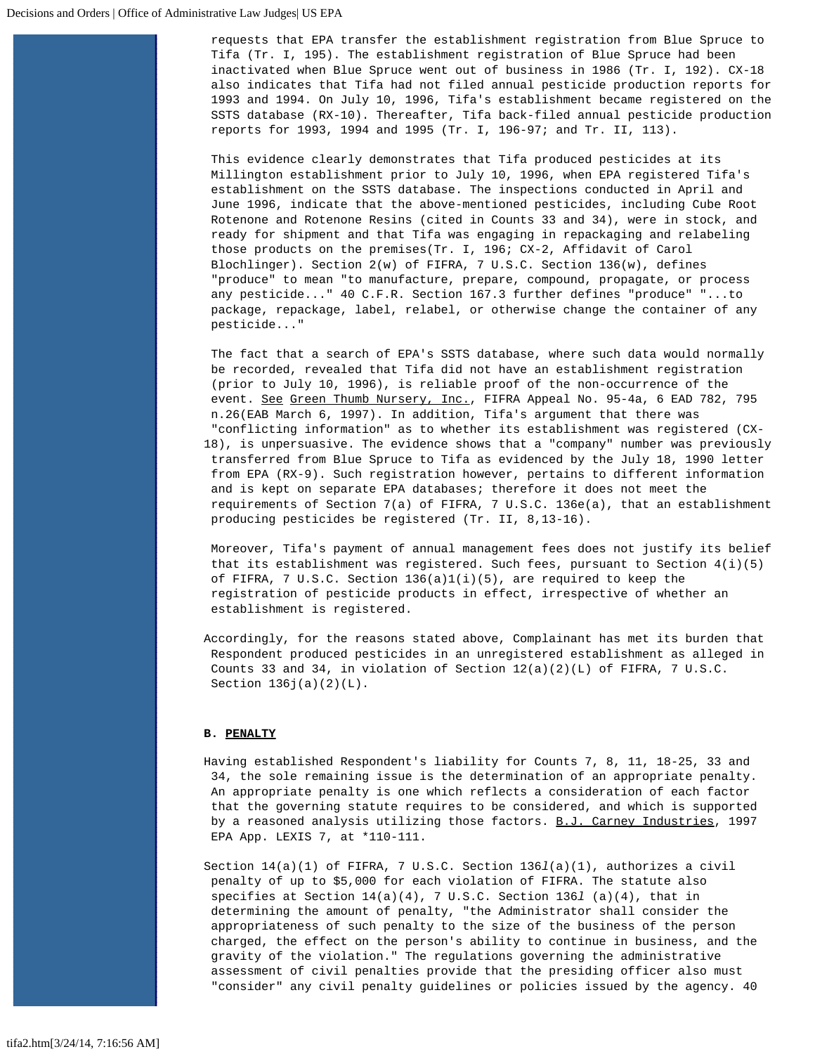requests that EPA transfer the establishment registration from Blue Spruce to Tifa (Tr. I, 195). The establishment registration of Blue Spruce had been inactivated when Blue Spruce went out of business in 1986 (Tr. I, 192). CX-18 also indicates that Tifa had not filed annual pesticide production reports for 1993 and 1994. On July 10, 1996, Tifa's establishment became registered on the SSTS database (RX-10). Thereafter, Tifa back-filed annual pesticide production reports for 1993, 1994 and 1995 (Tr. I, 196-97; and Tr. II, 113).

This evidence clearly demonstrates that Tifa produced pesticides at its Millington establishment prior to July 10, 1996, when EPA registered Tifa's establishment on the SSTS database. The inspections conducted in April and June 1996, indicate that the above-mentioned pesticides, including Cube Root Rotenone and Rotenone Resins (cited in Counts 33 and 34), were in stock, and ready for shipment and that Tifa was engaging in repackaging and relabeling those products on the premises(Tr. I, 196; CX-2, Affidavit of Carol Blochlinger). Section 2(w) of FIFRA, 7 U.S.C. Section 136(w), defines "produce" to mean "to manufacture, prepare, compound, propagate, or process any pesticide..." 40 C.F.R. Section 167.3 further defines "produce" "...to package, repackage, label, relabel, or otherwise change the container of any pesticide..."

The fact that a search of EPA's SSTS database, where such data would normally be recorded, revealed that Tifa did not have an establishment registration (prior to July 10, 1996), is reliable proof of the non-occurrence of the event. <u>See</u> <u>Green Thumb Nursery, Inc.</u>, FIFRA Appeal No. 95-4a, 6 EAD 782, 795 n.26(EAB March 6, 1997). In addition, Tifa's argument that there was "conflicting information" as to whether its establishment was registered (CX-18), is unpersuasive. The evidence shows that a "company" number was previously transferred from Blue Spruce to Tifa as evidenced by the July 18, 1990 letter from EPA (RX-9). Such registration however, pertains to different information and is kept on separate EPA databases; therefore it does not meet the requirements of Section 7(a) of FIFRA, 7 U.S.C. 136e(a), that an establishment producing pesticides be registered (Tr. II, 8,13-16).

Moreover, Tifa's payment of annual management fees does not justify its belief that its establishment was registered. Such fees, pursuant to Section 4(i)(5) of FIFRA, 7 U.S.C. Section 136(a)1(i)(5), are required to keep the registration of pesticide products in effect, irrespective of whether an establishment is registered.

Accordingly, for the reasons stated above, Complainant has met its burden that Respondent produced pesticides in an unregistered establishment as alleged in Counts 33 and 34, in violation of Section 12(a)(2)(L) of FIFRA, 7 U.S.C. Section 136j(a)(2)(L).

**B. <u>PENALTY</u>**

Having established Respondent's liability for Counts 7, 8, 11, 18-25, 33 and 34, the sole remaining issue is the determination of an appropriate penalty. An appropriate penalty is one which reflects a consideration of each factor that the governing statute requires to be considered, and which is supported by a reasoned analysis utilizing those factors. <u>B.J. Carney Industries</u>, 1997 EPA App. LEXIS 7, at *110-111.

Section 14(a)(1) of FIFRA, 7 U.S.C. Section 136*l*(a)(1), authorizes a civil penalty of up to $5,000 for each violation of FIFRA. The statute also specifies at Section 14(a)(4), 7 U.S.C. Section 136*l* (a)(4), that in determining the amount of penalty, "the Administrator shall consider the appropriateness of such penalty to the size of the business of the person charged, the effect on the person's ability to continue in business, and the gravity of the violation." The regulations governing the administrative assessment of civil penalties provide that the presiding officer also must "consider" any civil penalty guidelines or policies issued by the agency. 40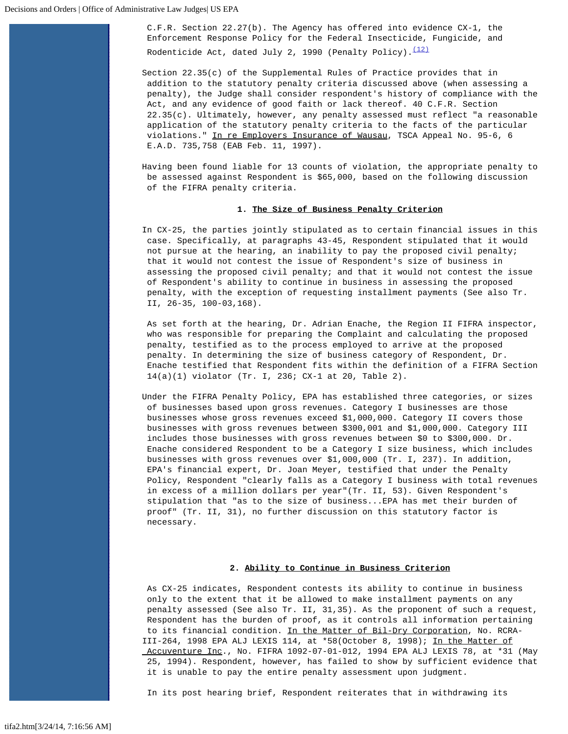C.F.R. Section 22.27(b). The Agency has offered into evidence CX-1, the Enforcement Response Policy for the Federal Insecticide, Fungicide, and Rodenticide Act, dated July 2, 1990 (Penalty Policy).[(12)]

Section 22.35(c) of the Supplemental Rules of Practice provides that in addition to the statutory penalty criteria discussed above (when assessing a penalty), the Judge shall consider respondent's history of compliance with the Act, and any evidence of good faith or lack thereof. 40 C.F.R. Section 22.35(c). Ultimately, however, any penalty assessed must reflect "a reasonable application of the statutory penalty criteria to the facts of the particular violations." In re Employers Insurance of Wausau, TSCA Appeal No. 95-6, 6 E.A.D. 735,758 (EAB Feb. 11, 1997).

Having been found liable for 13 counts of violation, the appropriate penalty to be assessed against Respondent is $65,000, based on the following discussion of the FIFRA penalty criteria.

**1. The Size of Business Penalty Criterion**

In CX-25, the parties jointly stipulated as to certain financial issues in this case. Specifically, at paragraphs 43-45, Respondent stipulated that it would not pursue at the hearing, an inability to pay the proposed civil penalty; that it would not contest the issue of Respondent's size of business in assessing the proposed civil penalty; and that it would not contest the issue of Respondent's ability to continue in business in assessing the proposed penalty, with the exception of requesting installment payments (See also Tr. II, 26-35, 100-03,168).

As set forth at the hearing, Dr. Adrian Enache, the Region II FIFRA inspector, who was responsible for preparing the Complaint and calculating the proposed penalty, testified as to the process employed to arrive at the proposed penalty. In determining the size of business category of Respondent, Dr. Enache testified that Respondent fits within the definition of a FIFRA Section 14(a)(1) violator (Tr. I, 236; CX-1 at 20, Table 2).

Under the FIFRA Penalty Policy, EPA has established three categories, or sizes of businesses based upon gross revenues. Category I businesses are those businesses whose gross revenues exceed $1,000,000. Category II covers those businesses with gross revenues between $300,001 and $1,000,000. Category III includes those businesses with gross revenues between $0 to $300,000. Dr. Enache considered Respondent to be a Category I size business, which includes businesses with gross revenues over $1,000,000 (Tr. I, 237). In addition, EPA's financial expert, Dr. Joan Meyer, testified that under the Penalty Policy, Respondent "clearly falls as a Category I business with total revenues in excess of a million dollars per year"(Tr. II, 53). Given Respondent's stipulation that "as to the size of business...EPA has met their burden of proof" (Tr. II, 31), no further discussion on this statutory factor is necessary.

**2. Ability to Continue in Business Criterion**

As CX-25 indicates, Respondent contests its ability to continue in business only to the extent that it be allowed to make installment payments on any penalty assessed (See also Tr. II, 31,35). As the proponent of such a request, Respondent has the burden of proof, as it controls all information pertaining to its financial condition. In the Matter of Bil-Dry Corporation, No. RCRA-III-264, 1998 EPA ALJ LEXIS 114, at *58(October 8, 1998); In the Matter of Accuventure Inc., No. FIFRA 1092-07-01-012, 1994 EPA ALJ LEXIS 78, at *31 (May 25, 1994). Respondent, however, has failed to show by sufficient evidence that it is unable to pay the entire penalty assessment upon judgment.

In its post hearing brief, Respondent reiterates that in withdrawing its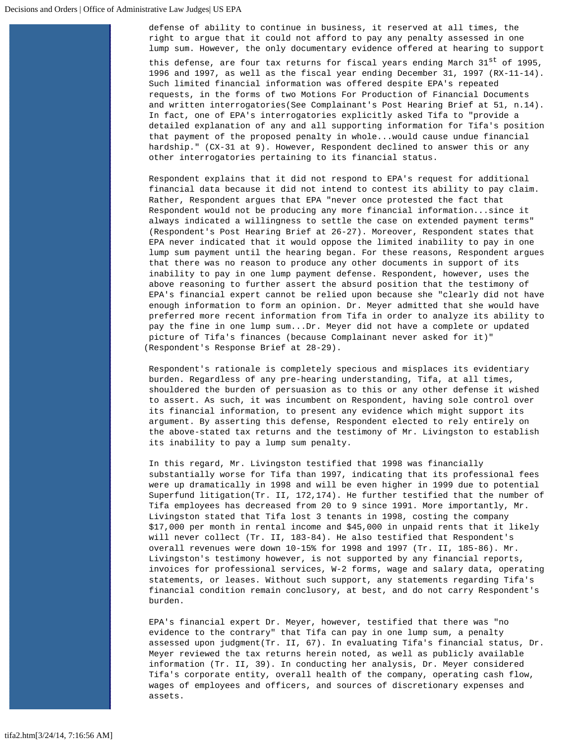defense of ability to continue in business, it reserved at all times, the right to argue that it could not afford to pay any penalty assessed in one lump sum. However, the only documentary evidence offered at hearing to support this defense, are four tax returns for fiscal years ending March 31st of 1995, 1996 and 1997, as well as the fiscal year ending December 31, 1997 (RX-11-14). Such limited financial information was offered despite EPA's repeated requests, in the forms of two Motions For Production of Financial Documents and written interrogatories(See Complainant's Post Hearing Brief at 51, n.14). In fact, one of EPA's interrogatories explicitly asked Tifa to "provide a detailed explanation of any and all supporting information for Tifa's position that payment of the proposed penalty in whole...would cause undue financial hardship." (CX-31 at 9). However, Respondent declined to answer this or any other interrogatories pertaining to its financial status.

Respondent explains that it did not respond to EPA's request for additional financial data because it did not intend to contest its ability to pay claim. Rather, Respondent argues that EPA "never once protested the fact that Respondent would not be producing any more financial information...since it always indicated a willingness to settle the case on extended payment terms" (Respondent's Post Hearing Brief at 26-27). Moreover, Respondent states that EPA never indicated that it would oppose the limited inability to pay in one lump sum payment until the hearing began. For these reasons, Respondent argues that there was no reason to produce any other documents in support of its inability to pay in one lump payment defense. Respondent, however, uses the above reasoning to further assert the absurd position that the testimony of EPA's financial expert cannot be relied upon because she "clearly did not have enough information to form an opinion. Dr. Meyer admitted that she would have preferred more recent information from Tifa in order to analyze its ability to pay the fine in one lump sum...Dr. Meyer did not have a complete or updated picture of Tifa's finances (because Complainant never asked for it)" (Respondent's Response Brief at 28-29).

Respondent's rationale is completely specious and misplaces its evidentiary burden. Regardless of any pre-hearing understanding, Tifa, at all times, shouldered the burden of persuasion as to this or any other defense it wished to assert. As such, it was incumbent on Respondent, having sole control over its financial information, to present any evidence which might support its argument. By asserting this defense, Respondent elected to rely entirely on the above-stated tax returns and the testimony of Mr. Livingston to establish its inability to pay a lump sum penalty.

In this regard, Mr. Livingston testified that 1998 was financially substantially worse for Tifa than 1997, indicating that its professional fees were up dramatically in 1998 and will be even higher in 1999 due to potential Superfund litigation(Tr. II, 172,174). He further testified that the number of Tifa employees has decreased from 20 to 9 since 1991. More importantly, Mr. Livingston stated that Tifa lost 3 tenants in 1998, costing the company $17,000 per month in rental income and $45,000 in unpaid rents that it likely will never collect (Tr. II, 183-84). He also testified that Respondent's overall revenues were down 10-15% for 1998 and 1997 (Tr. II, 185-86). Mr. Livingston's testimony however, is not supported by any financial reports, invoices for professional services, W-2 forms, wage and salary data, operating statements, or leases. Without such support, any statements regarding Tifa's financial condition remain conclusory, at best, and do not carry Respondent's burden.

EPA's financial expert Dr. Meyer, however, testified that there was "no evidence to the contrary" that Tifa can pay in one lump sum, a penalty assessed upon judgment(Tr. II, 67). In evaluating Tifa's financial status, Dr. Meyer reviewed the tax returns herein noted, as well as publicly available information (Tr. II, 39). In conducting her analysis, Dr. Meyer considered Tifa's corporate entity, overall health of the company, operating cash flow, wages of employees and officers, and sources of discretionary expenses and assets.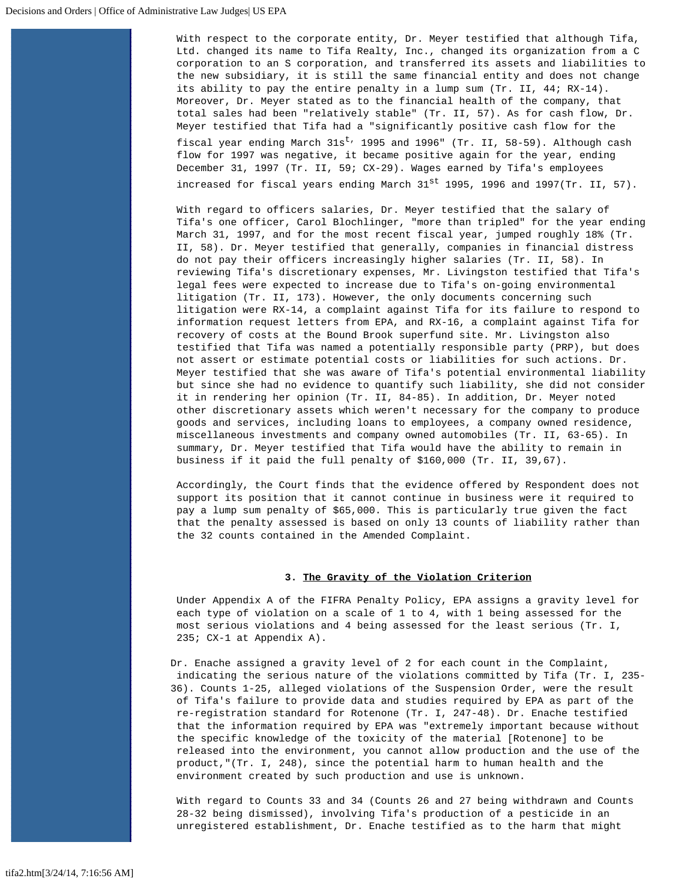With respect to the corporate entity, Dr. Meyer testified that although Tifa, Ltd. changed its name to Tifa Realty, Inc., changed its organization from a C corporation to an S corporation, and transferred its assets and liabilities to the new subsidiary, it is still the same financial entity and does not change its ability to pay the entire penalty in a lump sum (Tr. II, 44; RX-14). Moreover, Dr. Meyer stated as to the financial health of the company, that total sales had been "relatively stable" (Tr. II, 57). As for cash flow, Dr. Meyer testified that Tifa had a "significantly positive cash flow for the fiscal year ending March 31st, 1995 and 1996" (Tr. II, 58-59). Although cash flow for 1997 was negative, it became positive again for the year, ending December 31, 1997 (Tr. II, 59; CX-29). Wages earned by Tifa's employees increased for fiscal years ending March 31st 1995, 1996 and 1997(Tr. II, 57).

With regard to officers salaries, Dr. Meyer testified that the salary of Tifa's one officer, Carol Blochlinger, "more than tripled" for the year ending March 31, 1997, and for the most recent fiscal year, jumped roughly 18% (Tr. II, 58). Dr. Meyer testified that generally, companies in financial distress do not pay their officers increasingly higher salaries (Tr. II, 58). In reviewing Tifa's discretionary expenses, Mr. Livingston testified that Tifa's legal fees were expected to increase due to Tifa's on-going environmental litigation (Tr. II, 173). However, the only documents concerning such litigation were RX-14, a complaint against Tifa for its failure to respond to information request letters from EPA, and RX-16, a complaint against Tifa for recovery of costs at the Bound Brook superfund site. Mr. Livingston also testified that Tifa was named a potentially responsible party (PRP), but does not assert or estimate potential costs or liabilities for such actions. Dr. Meyer testified that she was aware of Tifa's potential environmental liability but since she had no evidence to quantify such liability, she did not consider it in rendering her opinion (Tr. II, 84-85). In addition, Dr. Meyer noted other discretionary assets which weren't necessary for the company to produce goods and services, including loans to employees, a company owned residence, miscellaneous investments and company owned automobiles (Tr. II, 63-65). In summary, Dr. Meyer testified that Tifa would have the ability to remain in business if it paid the full penalty of $160,000 (Tr. II, 39,67).

Accordingly, the Court finds that the evidence offered by Respondent does not support its position that it cannot continue in business were it required to pay a lump sum penalty of $65,000. This is particularly true given the fact that the penalty assessed is based on only 13 counts of liability rather than the 32 counts contained in the Amended Complaint.

### 3. The Gravity of the Violation Criterion

Under Appendix A of the FIFRA Penalty Policy, EPA assigns a gravity level for each type of violation on a scale of 1 to 4, with 1 being assessed for the most serious violations and 4 being assessed for the least serious (Tr. I, 235; CX-1 at Appendix A).

Dr. Enache assigned a gravity level of 2 for each count in the Complaint, indicating the serious nature of the violations committed by Tifa (Tr. I, 235-36). Counts 1-25, alleged violations of the Suspension Order, were the result of Tifa's failure to provide data and studies required by EPA as part of the re-registration standard for Rotenone (Tr. I, 247-48). Dr. Enache testified that the information required by EPA was "extremely important because without the specific knowledge of the toxicity of the material [Rotenone] to be released into the environment, you cannot allow production and the use of the product,"(Tr. I, 248), since the potential harm to human health and the environment created by such production and use is unknown.

With regard to Counts 33 and 34 (Counts 26 and 27 being withdrawn and Counts 28-32 being dismissed), involving Tifa's production of a pesticide in an unregistered establishment, Dr. Enache testified as to the harm that might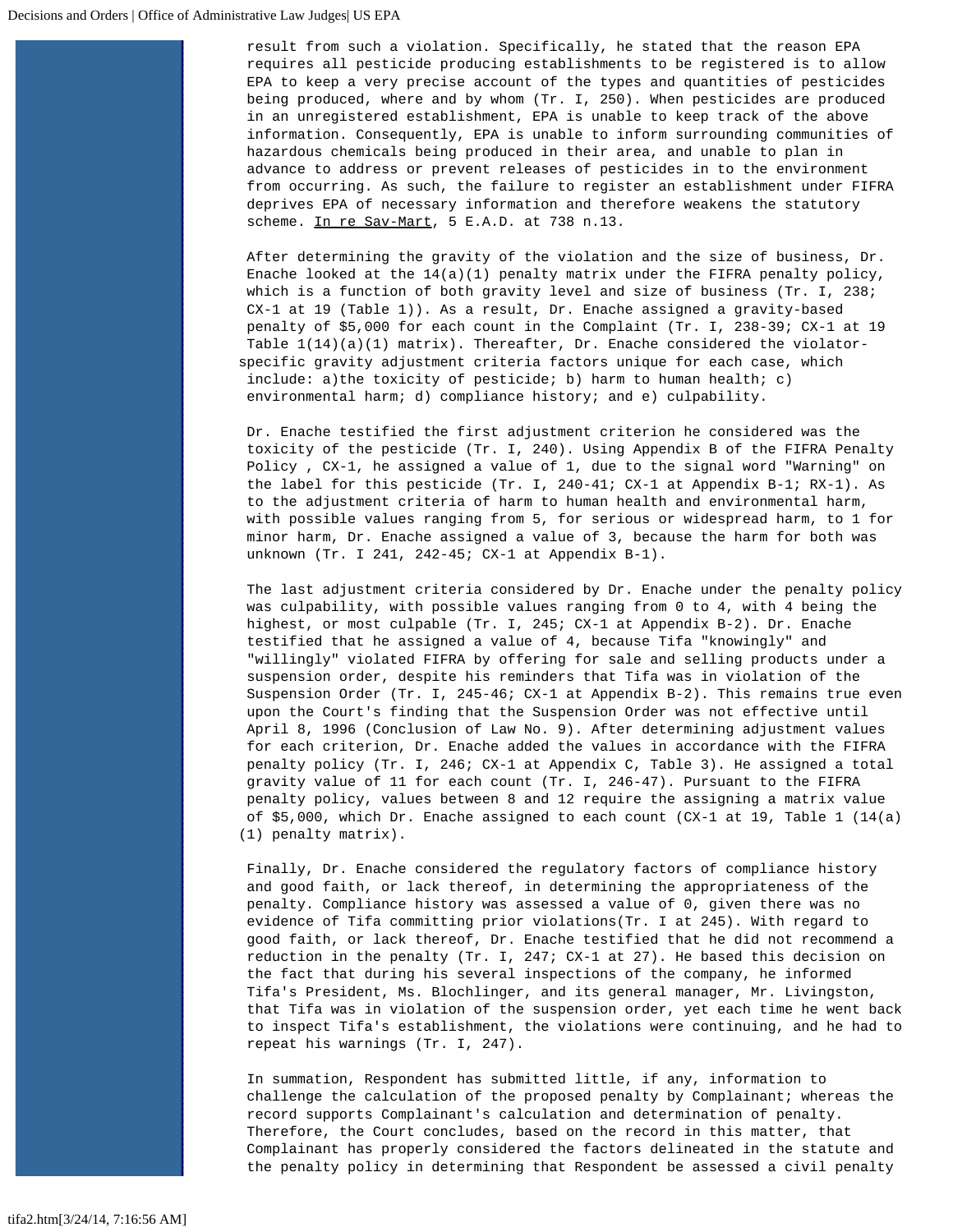result from such a violation. Specifically, he stated that the reason EPA requires all pesticide producing establishments to be registered is to allow EPA to keep a very precise account of the types and quantities of pesticides being produced, where and by whom (Tr. I, 250). When pesticides are produced in an unregistered establishment, EPA is unable to keep track of the above information. Consequently, EPA is unable to inform surrounding communities of hazardous chemicals being produced in their area, and unable to plan in advance to address or prevent releases of pesticides in to the environment from occurring. As such, the failure to register an establishment under FIFRA deprives EPA of necessary information and therefore weakens the statutory scheme. In re Sav-Mart, 5 E.A.D. at 738 n.13.

After determining the gravity of the violation and the size of business, Dr. Enache looked at the 14(a)(1) penalty matrix under the FIFRA penalty policy, which is a function of both gravity level and size of business (Tr. I, 238; CX-1 at 19 (Table 1)). As a result, Dr. Enache assigned a gravity-based penalty of $5,000 for each count in the Complaint (Tr. I, 238-39; CX-1 at 19 Table 1(14)(a)(1) matrix). Thereafter, Dr. Enache considered the violator-specific gravity adjustment criteria factors unique for each case, which include: a)the toxicity of pesticide; b) harm to human health; c) environmental harm; d) compliance history; and e) culpability.

Dr. Enache testified the first adjustment criterion he considered was the toxicity of the pesticide (Tr. I, 240). Using Appendix B of the FIFRA Penalty Policy , CX-1, he assigned a value of 1, due to the signal word "Warning" on the label for this pesticide (Tr. I, 240-41; CX-1 at Appendix B-1; RX-1). As to the adjustment criteria of harm to human health and environmental harm, with possible values ranging from 5, for serious or widespread harm, to 1 for minor harm, Dr. Enache assigned a value of 3, because the harm for both was unknown (Tr. I 241, 242-45; CX-1 at Appendix B-1).

The last adjustment criteria considered by Dr. Enache under the penalty policy was culpability, with possible values ranging from 0 to 4, with 4 being the highest, or most culpable (Tr. I, 245; CX-1 at Appendix B-2). Dr. Enache testified that he assigned a value of 4, because Tifa "knowingly" and "willingly" violated FIFRA by offering for sale and selling products under a suspension order, despite his reminders that Tifa was in violation of the Suspension Order (Tr. I, 245-46; CX-1 at Appendix B-2). This remains true even upon the Court's finding that the Suspension Order was not effective until April 8, 1996 (Conclusion of Law No. 9). After determining adjustment values for each criterion, Dr. Enache added the values in accordance with the FIFRA penalty policy (Tr. I, 246; CX-1 at Appendix C, Table 3). He assigned a total gravity value of 11 for each count (Tr. I, 246-47). Pursuant to the FIFRA penalty policy, values between 8 and 12 require the assigning a matrix value of $5,000, which Dr. Enache assigned to each count (CX-1 at 19, Table 1 (14(a)(1) penalty matrix).

Finally, Dr. Enache considered the regulatory factors of compliance history and good faith, or lack thereof, in determining the appropriateness of the penalty. Compliance history was assessed a value of 0, given there was no evidence of Tifa committing prior violations(Tr. I at 245). With regard to good faith, or lack thereof, Dr. Enache testified that he did not recommend a reduction in the penalty (Tr. I, 247; CX-1 at 27). He based this decision on the fact that during his several inspections of the company, he informed Tifa's President, Ms. Blochlinger, and its general manager, Mr. Livingston, that Tifa was in violation of the suspension order, yet each time he went back to inspect Tifa's establishment, the violations were continuing, and he had to repeat his warnings (Tr. I, 247).

In summation, Respondent has submitted little, if any, information to challenge the calculation of the proposed penalty by Complainant; whereas the record supports Complainant's calculation and determination of penalty. Therefore, the Court concludes, based on the record in this matter, that Complainant has properly considered the factors delineated in the statute and the penalty policy in determining that Respondent be assessed a civil penalty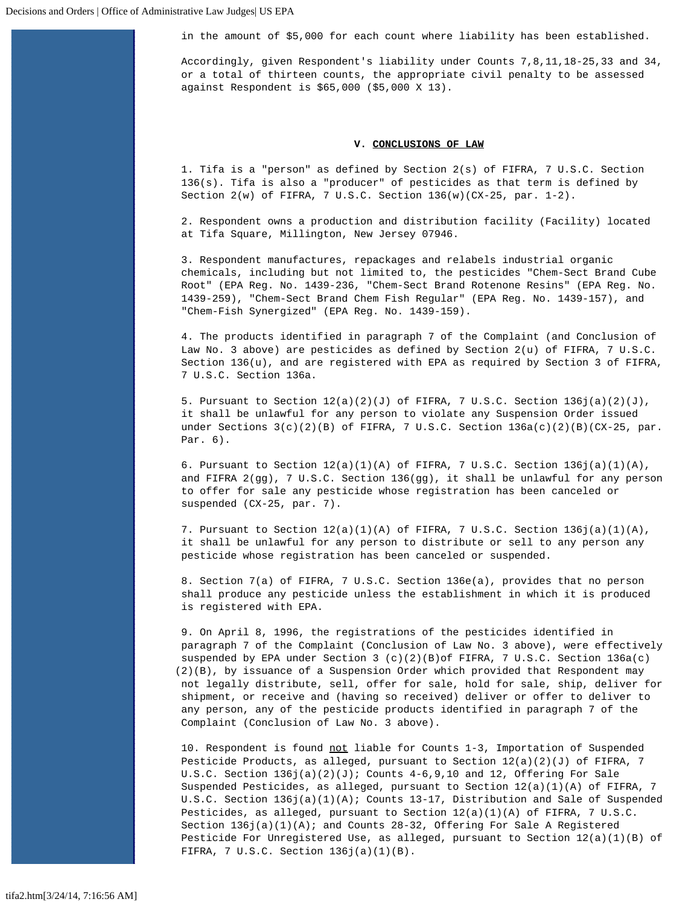in the amount of $5,000 for each count where liability has been established.

Accordingly, given Respondent's liability under Counts 7,8,11,18-25,33 and 34, or a total of thirteen counts, the appropriate civil penalty to be assessed against Respondent is $65,000 ($5,000 X 13).

## V. CONCLUSIONS OF LAW

1. Tifa is a "person" as defined by Section 2(s) of FIFRA, 7 U.S.C. Section 136(s). Tifa is also a "producer" of pesticides as that term is defined by Section 2(w) of FIFRA, 7 U.S.C. Section 136(w)(CX-25, par. 1-2).

2. Respondent owns a production and distribution facility (Facility) located at Tifa Square, Millington, New Jersey 07946.

3. Respondent manufactures, repackages and relabels industrial organic chemicals, including but not limited to, the pesticides "Chem-Sect Brand Cube Root" (EPA Reg. No. 1439-236, "Chem-Sect Brand Rotenone Resins" (EPA Reg. No. 1439-259), "Chem-Sect Brand Chem Fish Regular" (EPA Reg. No. 1439-157), and "Chem-Fish Synergized" (EPA Reg. No. 1439-159).

4. The products identified in paragraph 7 of the Complaint (and Conclusion of Law No. 3 above) are pesticides as defined by Section 2(u) of FIFRA, 7 U.S.C. Section 136(u), and are registered with EPA as required by Section 3 of FIFRA, 7 U.S.C. Section 136a.

5. Pursuant to Section 12(a)(2)(J) of FIFRA, 7 U.S.C. Section 136j(a)(2)(J), it shall be unlawful for any person to violate any Suspension Order issued under Sections 3(c)(2)(B) of FIFRA, 7 U.S.C. Section 136a(c)(2)(B)(CX-25, par. Par. 6).

6. Pursuant to Section 12(a)(1)(A) of FIFRA, 7 U.S.C. Section 136j(a)(1)(A), and FIFRA 2(gg), 7 U.S.C. Section 136(gg), it shall be unlawful for any person to offer for sale any pesticide whose registration has been canceled or suspended (CX-25, par. 7).

7. Pursuant to Section 12(a)(1)(A) of FIFRA, 7 U.S.C. Section 136j(a)(1)(A), it shall be unlawful for any person to distribute or sell to any person any pesticide whose registration has been canceled or suspended.

8. Section 7(a) of FIFRA, 7 U.S.C. Section 136e(a), provides that no person shall produce any pesticide unless the establishment in which it is produced is registered with EPA.

9. On April 8, 1996, the registrations of the pesticides identified in paragraph 7 of the Complaint (Conclusion of Law No. 3 above), were effectively suspended by EPA under Section 3 (c)(2)(B)of FIFRA, 7 U.S.C. Section 136a(c)(2)(B), by issuance of a Suspension Order which provided that Respondent may not legally distribute, sell, offer for sale, hold for sale, ship, deliver for shipment, or receive and (having so received) deliver or offer to deliver to any person, any of the pesticide products identified in paragraph 7 of the Complaint (Conclusion of Law No. 3 above).

10. Respondent is found not liable for Counts 1-3, Importation of Suspended Pesticide Products, as alleged, pursuant to Section 12(a)(2)(J) of FIFRA, 7 U.S.C. Section 136j(a)(2)(J); Counts 4-6,9,10 and 12, Offering For Sale Suspended Pesticides, as alleged, pursuant to Section 12(a)(1)(A) of FIFRA, 7 U.S.C. Section 136j(a)(1)(A); Counts 13-17, Distribution and Sale of Suspended Pesticides, as alleged, pursuant to Section 12(a)(1)(A) of FIFRA, 7 U.S.C. Section 136j(a)(1)(A); and Counts 28-32, Offering For Sale A Registered Pesticide For Unregistered Use, as alleged, pursuant to Section 12(a)(1)(B) of FIFRA, 7 U.S.C. Section 136j(a)(1)(B).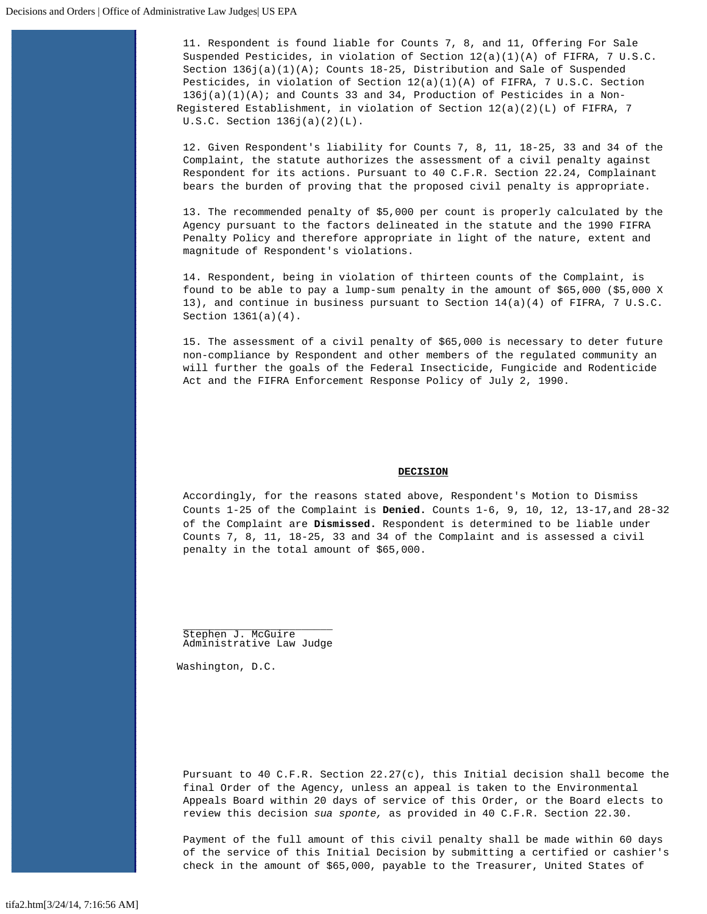11. Respondent is found liable for Counts 7, 8, and 11, Offering For Sale Suspended Pesticides, in violation of Section 12(a)(1)(A) of FIFRA, 7 U.S.C. Section 136j(a)(1)(A); Counts 18-25, Distribution and Sale of Suspended Pesticides, in violation of Section 12(a)(1)(A) of FIFRA, 7 U.S.C. Section 136j(a)(1)(A); and Counts 33 and 34, Production of Pesticides in a Non-Registered Establishment, in violation of Section 12(a)(2)(L) of FIFRA, 7 U.S.C. Section 136j(a)(2)(L).

12. Given Respondent's liability for Counts 7, 8, 11, 18-25, 33 and 34 of the Complaint, the statute authorizes the assessment of a civil penalty against Respondent for its actions. Pursuant to 40 C.F.R. Section 22.24, Complainant bears the burden of proving that the proposed civil penalty is appropriate.

13. The recommended penalty of $5,000 per count is properly calculated by the Agency pursuant to the factors delineated in the statute and the 1990 FIFRA Penalty Policy and therefore appropriate in light of the nature, extent and magnitude of Respondent's violations.

14. Respondent, being in violation of thirteen counts of the Complaint, is found to be able to pay a lump-sum penalty in the amount of $65,000 ($5,000 X 13), and continue in business pursuant to Section 14(a)(4) of FIFRA, 7 U.S.C. Section 1361(a)(4).

15. The assessment of a civil penalty of $65,000 is necessary to deter future non-compliance by Respondent and other members of the regulated community an will further the goals of the Federal Insecticide, Fungicide and Rodenticide Act and the FIFRA Enforcement Response Policy of July 2, 1990.

## DECISION

Accordingly, for the reasons stated above, Respondent's Motion to Dismiss Counts 1-25 of the Complaint is **Denied.** Counts 1-6, 9, 10, 12, 13-17,and 28-32 of the Complaint are **Dismissed.** Respondent is determined to be liable under Counts 7, 8, 11, 18-25, 33 and 34 of the Complaint and is assessed a civil penalty in the total amount of $65,000.

Stephen J. McGuire
Administrative Law Judge

Washington, D.C.

Pursuant to 40 C.F.R. Section 22.27(c), this Initial decision shall become the final Order of the Agency, unless an appeal is taken to the Environmental Appeals Board within 20 days of service of this Order, or the Board elects to review this decision *sua sponte,* as provided in 40 C.F.R. Section 22.30.

Payment of the full amount of this civil penalty shall be made within 60 days of the service of this Initial Decision by submitting a certified or cashier's check in the amount of $65,000, payable to the Treasurer, United States of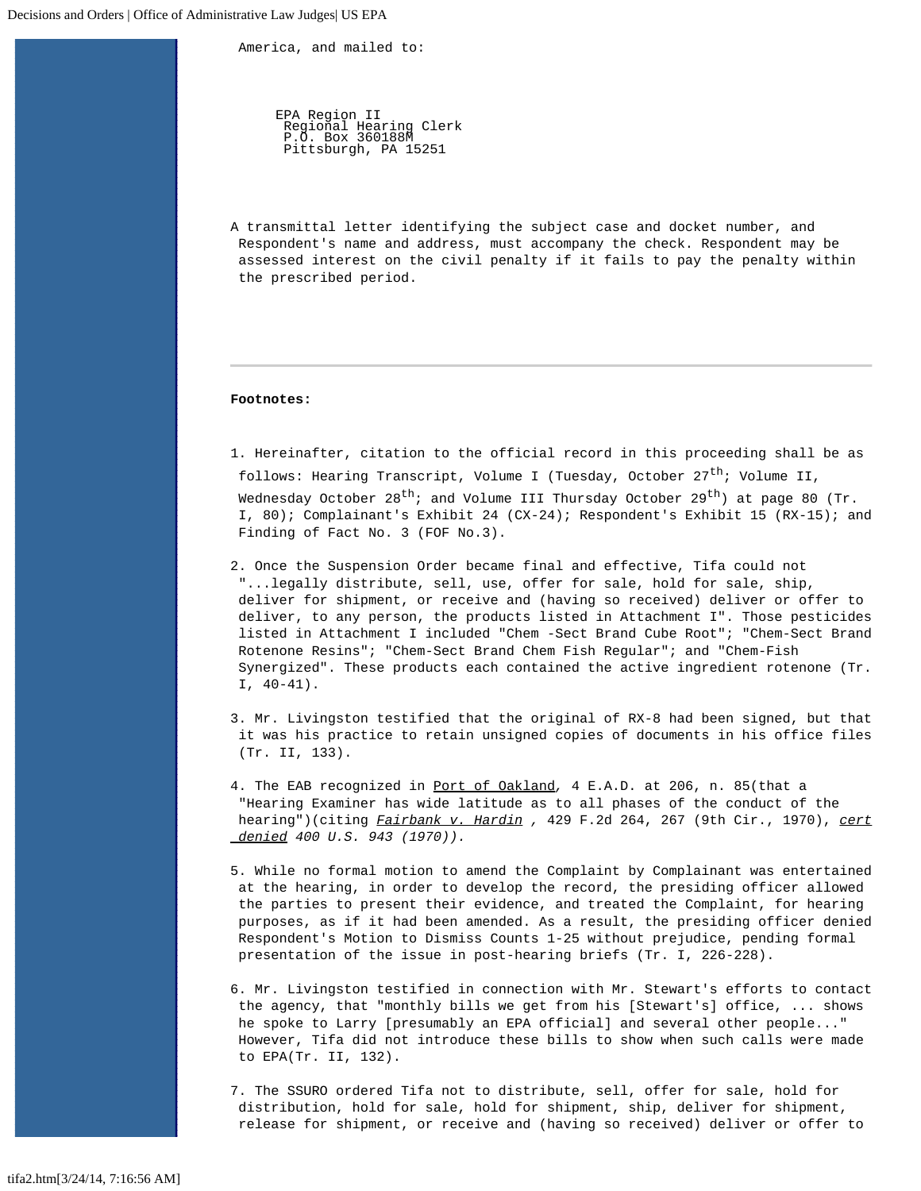America, and mailed to:

EPA Region II
Regional Hearing Clerk
P.O. Box 360188M
Pittsburgh, PA 15251

A transmittal letter identifying the subject case and docket number, and Respondent's name and address, must accompany the check. Respondent may be assessed interest on the civil penalty if it fails to pay the penalty within the prescribed period.

---

**Footnotes:**

1. Hereinafter, citation to the official record in this proceeding shall be as follows: Hearing Transcript, Volume I (Tuesday, October 27th; Volume II, Wednesday October 28th; and Volume III Thursday October 29th) at page 80 (Tr. I, 80); Complainant's Exhibit 24 (CX-24); Respondent's Exhibit 15 (RX-15); and Finding of Fact No. 3 (FOF No.3).

2. Once the Suspension Order became final and effective, Tifa could not "...legally distribute, sell, use, offer for sale, hold for sale, ship, deliver for shipment, or receive and (having so received) deliver or offer to deliver, to any person, the products listed in Attachment I". Those pesticides listed in Attachment I included "Chem -Sect Brand Cube Root"; "Chem-Sect Brand Rotenone Resins"; "Chem-Sect Brand Chem Fish Regular"; and "Chem-Fish Synergized". These products each contained the active ingredient rotenone (Tr. I, 40-41).

3. Mr. Livingston testified that the original of RX-8 had been signed, but that it was his practice to retain unsigned copies of documents in his office files (Tr. II, 133).

4. The EAB recognized in Port of Oakland, 4 E.A.D. at 206, n. 85(that a "Hearing Examiner has wide latitude as to all phases of the conduct of the hearing")(citing ***Fairbank v. Hardin***, 429 F.2d 264, 267 (9th Cir., 1970), *cert denied 400 U.S. 943 (1970)).*

5. While no formal motion to amend the Complaint by Complainant was entertained at the hearing, in order to develop the record, the presiding officer allowed the parties to present their evidence, and treated the Complaint, for hearing purposes, as if it had been amended. As a result, the presiding officer denied Respondent's Motion to Dismiss Counts 1-25 without prejudice, pending formal presentation of the issue in post-hearing briefs (Tr. I, 226-228).

6. Mr. Livingston testified in connection with Mr. Stewart's efforts to contact the agency, that "monthly bills we get from his [Stewart's] office, ... shows he spoke to Larry [presumably an EPA official] and several other people..." However, Tifa did not introduce these bills to show when such calls were made to EPA(Tr. II, 132).

7. The SSURO ordered Tifa not to distribute, sell, offer for sale, hold for distribution, hold for sale, hold for shipment, ship, deliver for shipment, release for shipment, or receive and (having so received) deliver or offer to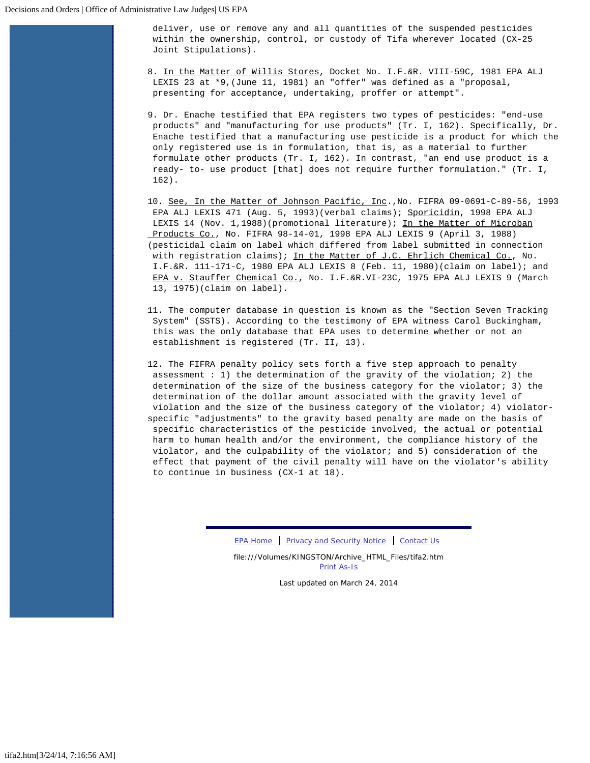deliver, use or remove any and all quantities of the suspended pesticides within the ownership, control, or custody of Tifa wherever located (CX-25 Joint Stipulations).

8. In the Matter of Willis Stores, Docket No. I.F.&R. VIII-59C, 1981 EPA ALJ LEXIS 23 at *9,(June 11, 1981) an "offer" was defined as a "proposal, presenting for acceptance, undertaking, proffer or attempt".

9. Dr. Enache testified that EPA registers two types of pesticides: "end-use products" and "manufacturing for use products" (Tr. I, 162). Specifically, Dr. Enache testified that a manufacturing use pesticide is a product for which the only registered use is in formulation, that is, as a material to further formulate other products (Tr. I, 162). In contrast, "an end use product is a ready- to- use product [that] does not require further formulation." (Tr. I, 162).

10. See, In the Matter of Johnson Pacific, Inc.,No. FIFRA 09-0691-C-89-56, 1993 EPA ALJ LEXIS 471 (Aug. 5, 1993)(verbal claims); Sporicidin, 1998 EPA ALJ LEXIS 14 (Nov. 1,1988)(promotional literature); In the Matter of Microban Products Co., No. FIFRA 98-14-01, 1998 EPA ALJ LEXIS 9 (April 3, 1988) (pesticidal claim on label which differed from label submitted in connection with registration claims); In the Matter of J.C. Ehrlich Chemical Co., No. I.F.&R. 111-171-C, 1980 EPA ALJ LEXIS 8 (Feb. 11, 1980)(claim on label); and EPA v. Stauffer Chemical Co., No. I.F.&R.VI-23C, 1975 EPA ALJ LEXIS 9 (March 13, 1975)(claim on label).

11. The computer database in question is known as the "Section Seven Tracking System" (SSTS). According to the testimony of EPA witness Carol Buckingham, this was the only database that EPA uses to determine whether or not an establishment is registered (Tr. II, 13).

12. The FIFRA penalty policy sets forth a five step approach to penalty assessment : 1) the determination of the gravity of the violation; 2) the determination of the size of the business category for the violator; 3) the determination of the dollar amount associated with the gravity level of violation and the size of the business category of the violator; 4) violator-specific "adjustments" to the gravity based penalty are made on the basis of specific characteristics of the pesticide involved, the actual or potential harm to human health and/or the environment, the compliance history of the violator, and the culpability of the violator; and 5) consideration of the effect that payment of the civil penalty will have on the violator's ability to continue in business (CX-1 at 18).